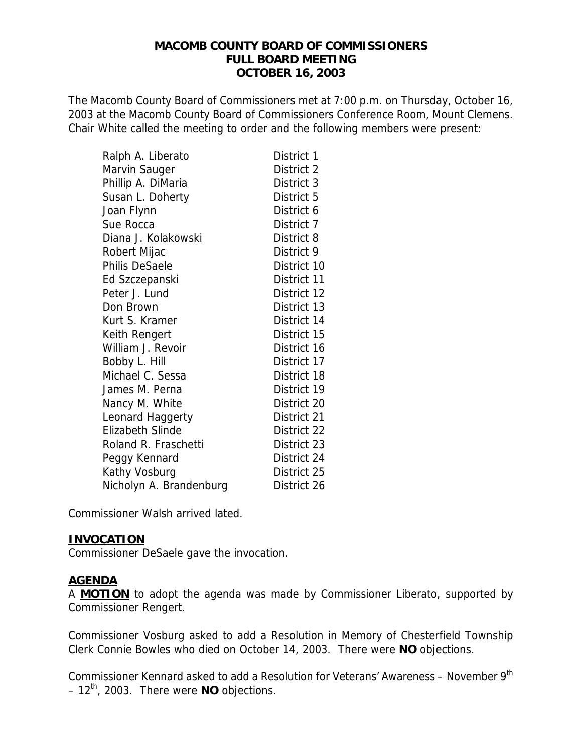# MACOMB COUNTY BOARD OF COMMISSIONERS
## FULL BOARD MEETING
## OCTOBER 16, 2003

The Macomb County Board of Commissioners met at 7:00 p.m. on Thursday, October 16, 2003 at the Macomb County Board of Commissioners Conference Room, Mount Clemens. Chair White called the meeting to order and the following members were present:

| | |
|---|---|
| Ralph A. Liberato | District 1 |
| Marvin Sauger | District 2 |
| Phillip A. DiMaria | District 3 |
| Susan L. Doherty | District 5 |
| Joan Flynn | District 6 |
| Sue Rocca | District 7 |
| Diana J. Kolakowski | District 8 |
| Robert Mijac | District 9 |
| Philis DeSaele | District 10 |
| Ed Szczepanski | District 11 |
| Peter J. Lund | District 12 |
| Don Brown | District 13 |
| Kurt S. Kramer | District 14 |
| Keith Rengert | District 15 |
| William J. Revoir | District 16 |
| Bobby L. Hill | District 17 |
| Michael C. Sessa | District 18 |
| James M. Perna | District 19 |
| Nancy M. White | District 20 |
| Leonard Haggerty | District 21 |
| Elizabeth Slinde | District 22 |
| Roland R. Fraschetti | District 23 |
| Peggy Kennard | District 24 |
| Kathy Vosburg | District 25 |
| Nicholyn A. Brandenburg | District 26 |

Commissioner Walsh arrived lated.

**INVOCATION**

Commissioner DeSaele gave the invocation.

**AGENDA**

A **MOTION** to adopt the agenda was made by Commissioner Liberato, supported by Commissioner Rengert.

Commissioner Vosburg asked to add a Resolution in Memory of Chesterfield Township Clerk Connie Bowles who died on October 14, 2003. There were **NO** objections.

Commissioner Kennard asked to add a Resolution for Veterans' Awareness – November 9th – 12th, 2003. There were **NO** objections.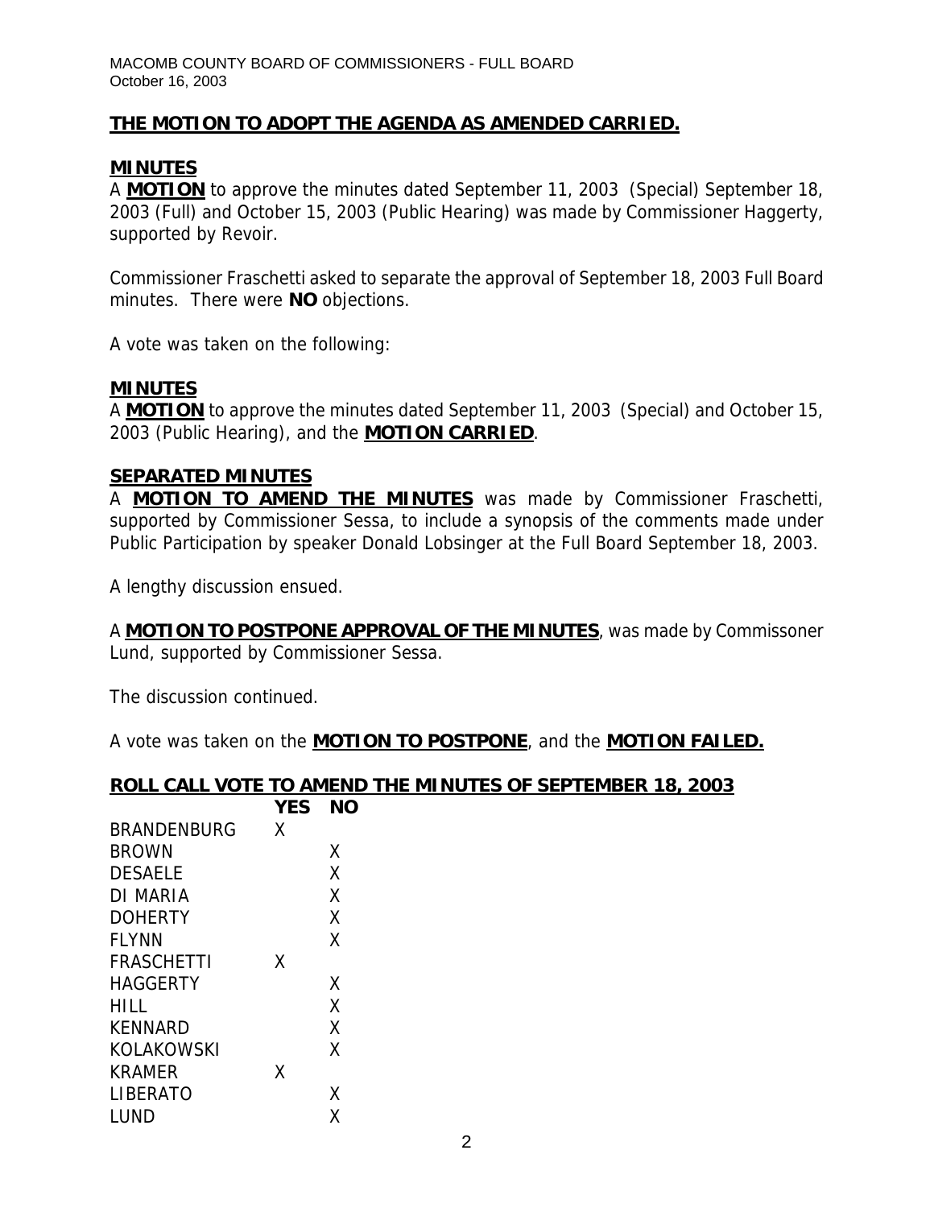**THE MOTION TO ADOPT THE AGENDA AS AMENDED CARRIED.**

**MINUTES**

A **MOTION** to approve the minutes dated September 11, 2003 (Special) September 18, 2003 (Full) and October 15, 2003 (Public Hearing) was made by Commissioner Haggerty, supported by Revoir.

Commissioner Fraschetti asked to separate the approval of September 18, 2003 Full Board minutes. There were **NO** objections.

A vote was taken on the following:

**MINUTES**

A **MOTION** to approve the minutes dated September 11, 2003 (Special) and October 15, 2003 (Public Hearing), and the **MOTION CARRIED**.

**SEPARATED MINUTES**

A **MOTION TO AMEND THE MINUTES** was made by Commissioner Fraschetti, supported by Commissioner Sessa, to include a synopsis of the comments made under Public Participation by speaker Donald Lobsinger at the Full Board September 18, 2003.

A lengthy discussion ensued.

A **MOTION TO POSTPONE APPROVAL OF THE MINUTES**, was made by Commissoner Lund, supported by Commissioner Sessa.

The discussion continued.

A vote was taken on the **MOTION TO POSTPONE**, and the **MOTION FAILED.**

**ROLL CALL VOTE TO AMEND THE MINUTES OF SEPTEMBER 18, 2003**

| | YES | NO |
|---|---|---|
| BRANDENBURG | X | |
| BROWN | | X |
| DESAELE | | X |
| DI MARIA | | X |
| DOHERTY | | X |
| FLYNN | | X |
| FRASCHETTI | X | |
| HAGGERTY | | X |
| HILL | | X |
| KENNARD | | X |
| KOLAKOWSKI | | X |
| KRAMER | X | |
| LIBERATO | | X |
| LUND | | X |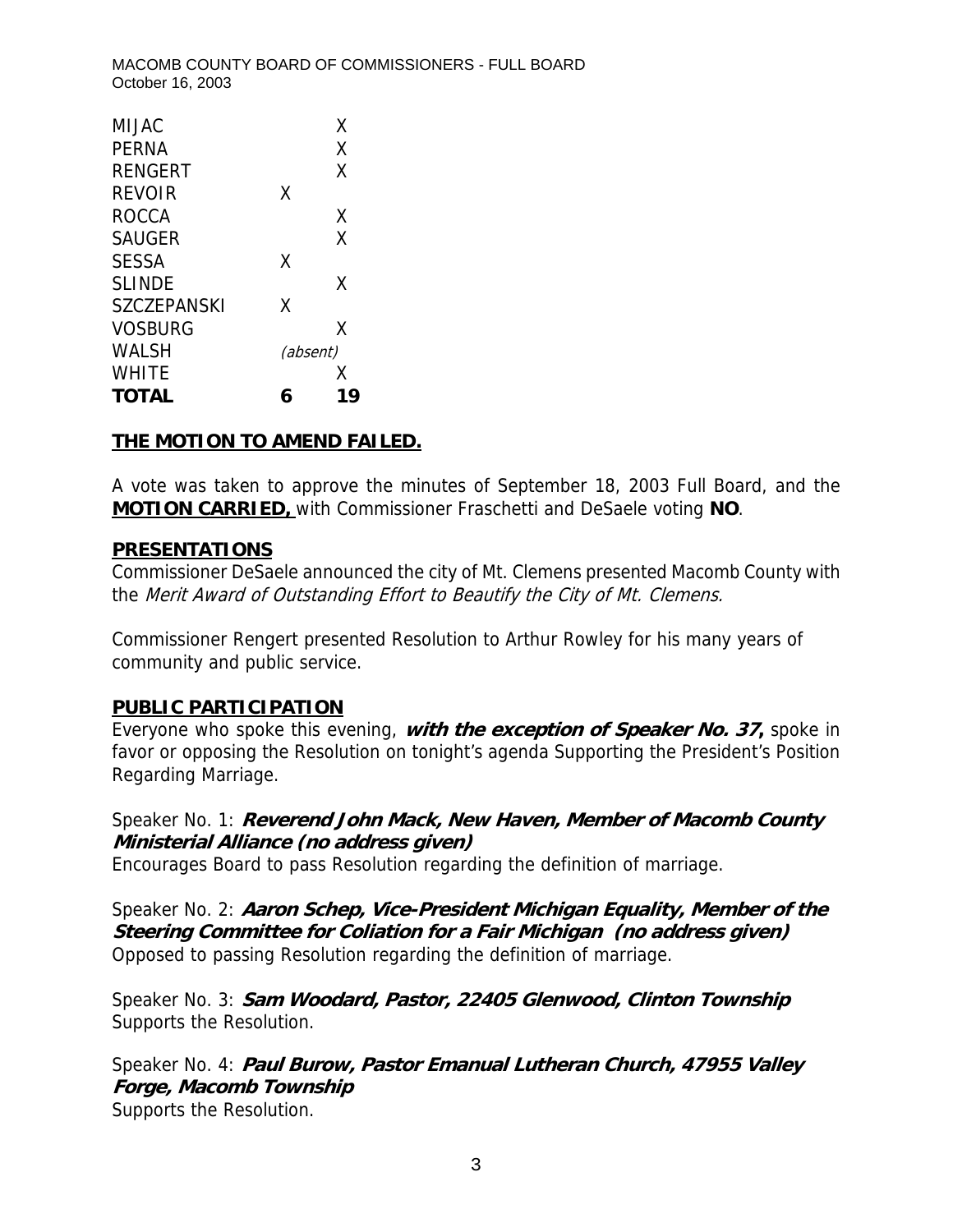| | | |
|---|---|---|
| MIJAC | | X |
| PERNA | | X |
| RENGERT | | X |
| REVOIR | X | |
| ROCCA | | X |
| SAUGER | | X |
| SESSA | X | |
| SLINDE | | X |
| SZCZEPANSKI | X | |
| VOSBURG | | X |
| WALSH | *(absent)* | |
| WHITE | | X |
| **TOTAL** | **6** | **19** |

**THE MOTION TO AMEND FAILED.**

A vote was taken to approve the minutes of September 18, 2003 Full Board, and the **MOTION CARRIED,** with Commissioner Fraschetti and DeSaele voting **NO**.

**PRESENTATIONS**

Commissioner DeSaele announced the city of Mt. Clemens presented Macomb County with the *Merit Award of Outstanding Effort to Beautify the City of Mt. Clemens.*

Commissioner Rengert presented Resolution to Arthur Rowley for his many years of community and public service.

**PUBLIC PARTICIPATION**

Everyone who spoke this evening, ***with the exception of Speaker No. 37,*** spoke in favor or opposing the Resolution on tonight's agenda Supporting the President's Position Regarding Marriage.

Speaker No. 1: ***Reverend John Mack, New Haven, Member of Macomb County Ministerial Alliance (no address given)***
Encourages Board to pass Resolution regarding the definition of marriage.

Speaker No. 2: ***Aaron Schep, Vice-President Michigan Equality, Member of the Steering Committee for Coliation for a Fair Michigan (no address given)***
Opposed to passing Resolution regarding the definition of marriage.

Speaker No. 3: ***Sam Woodard, Pastor, 22405 Glenwood, Clinton Township***
Supports the Resolution.

Speaker No. 4: ***Paul Burow, Pastor Emanual Lutheran Church, 47955 Valley Forge, Macomb Township***
Supports the Resolution.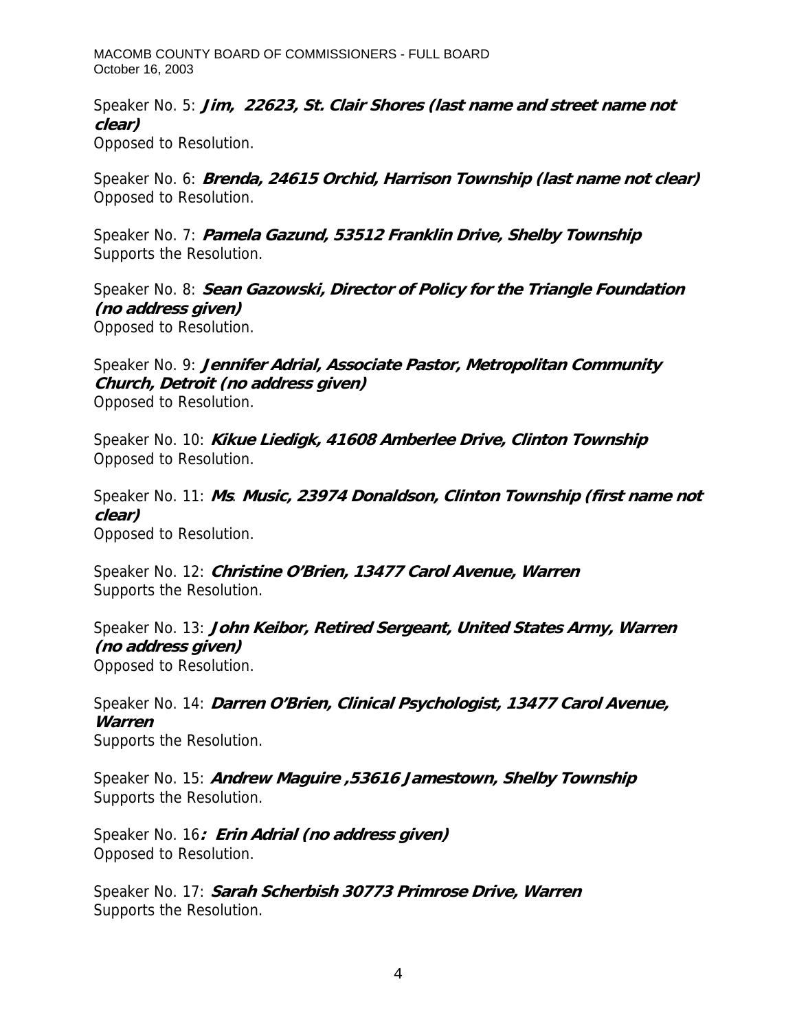Speaker No. 5: ***Jim, 22623, St. Clair Shores (last name and street name not clear)***
Opposed to Resolution.

Speaker No. 6: ***Brenda, 24615 Orchid, Harrison Township (last name not clear)***
Opposed to Resolution.

Speaker No. 7: ***Pamela Gazund, 53512 Franklin Drive, Shelby Township***
Supports the Resolution.

Speaker No. 8: ***Sean Gazowski, Director of Policy for the Triangle Foundation (no address given)***
Opposed to Resolution.

Speaker No. 9: ***Jennifer Adrial, Associate Pastor, Metropolitan Community Church, Detroit (no address given)***
Opposed to Resolution.

Speaker No. 10: ***Kikue Liedigk, 41608 Amberlee Drive, Clinton Township***
Opposed to Resolution.

Speaker No. 11: ***Ms. Music, 23974 Donaldson, Clinton Township (first name not clear)***
Opposed to Resolution.

Speaker No. 12: ***Christine O'Brien, 13477 Carol Avenue, Warren***
Supports the Resolution.

Speaker No. 13: ***John Keibor, Retired Sergeant, United States Army, Warren (no address given)***
Opposed to Resolution.

Speaker No. 14: ***Darren O'Brien, Clinical Psychologist, 13477 Carol Avenue, Warren***
Supports the Resolution.

Speaker No. 15: ***Andrew Maguire ,53616 Jamestown, Shelby Township***
Supports the Resolution.

Speaker No. 16***: Erin Adrial (no address given)***
Opposed to Resolution.

Speaker No. 17: ***Sarah Scherbish 30773 Primrose Drive, Warren***
Supports the Resolution.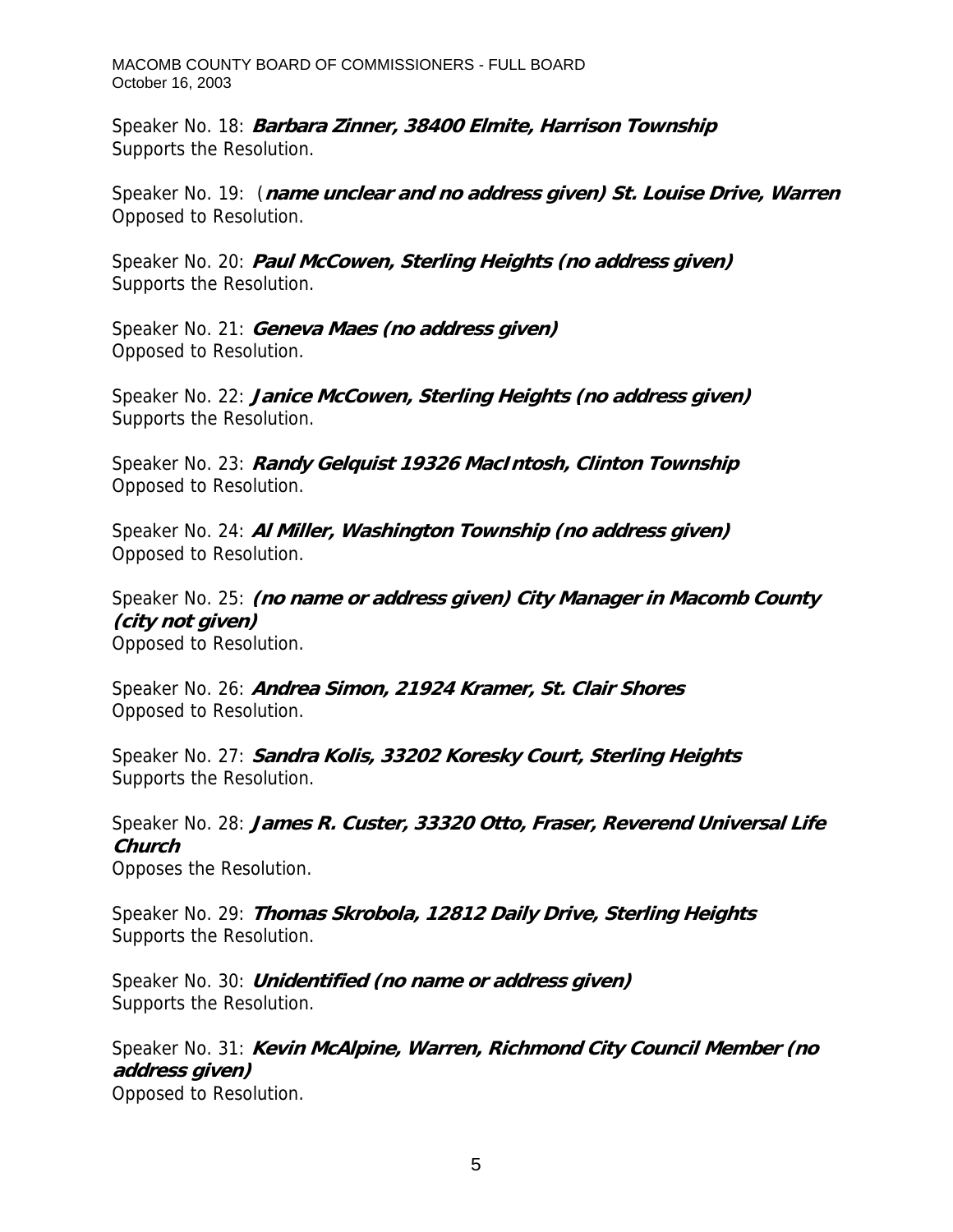Speaker No. 18: ***Barbara Zinner, 38400 Elmite, Harrison Township***
Supports the Resolution.

Speaker No. 19: (***name unclear and no address given) St. Louise Drive, Warren***
Opposed to Resolution.

Speaker No. 20: ***Paul McCowen, Sterling Heights (no address given)***
Supports the Resolution.

Speaker No. 21: ***Geneva Maes (no address given)***
Opposed to Resolution.

Speaker No. 22: ***Janice McCowen, Sterling Heights (no address given)***
Supports the Resolution.

Speaker No. 23: ***Randy Gelquist 19326 MacIntosh, Clinton Township***
Opposed to Resolution.

Speaker No. 24: ***Al Miller, Washington Township (no address given)***
Opposed to Resolution.

Speaker No. 25: ***(no name or address given) City Manager in Macomb County (city not given)***
Opposed to Resolution.

Speaker No. 26: ***Andrea Simon, 21924 Kramer, St. Clair Shores***
Opposed to Resolution.

Speaker No. 27: ***Sandra Kolis, 33202 Koresky Court, Sterling Heights***
Supports the Resolution.

Speaker No. 28: ***James R. Custer, 33320 Otto, Fraser, Reverend Universal Life Church***
Opposes the Resolution.

Speaker No. 29: ***Thomas Skrobola, 12812 Daily Drive, Sterling Heights***
Supports the Resolution.

Speaker No. 30: ***Unidentified (no name or address given)***
Supports the Resolution.

Speaker No. 31: ***Kevin McAlpine, Warren, Richmond City Council Member (no address given)***
Opposed to Resolution.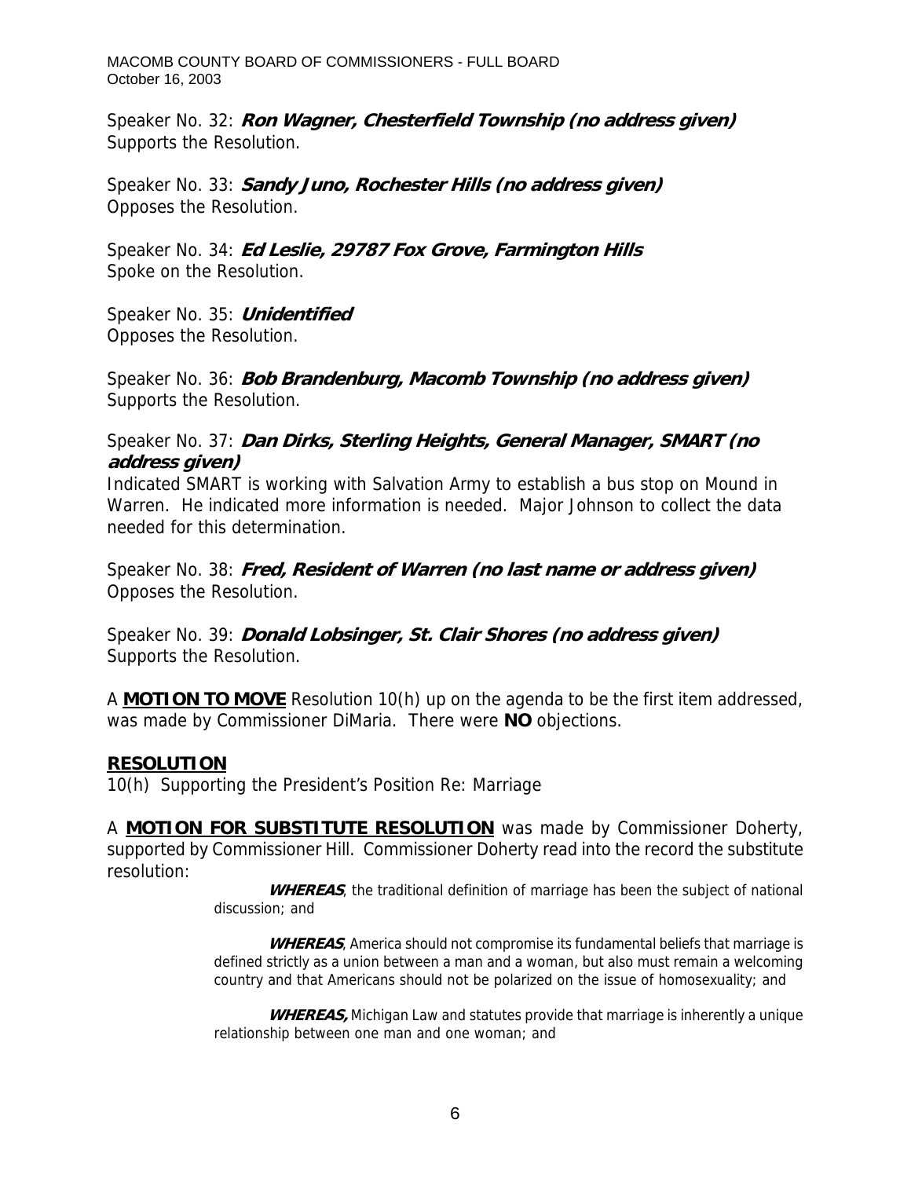Speaker No. 32: ***Ron Wagner, Chesterfield Township (no address given)***
Supports the Resolution.

Speaker No. 33: ***Sandy Juno, Rochester Hills (no address given)***
Opposes the Resolution.

Speaker No. 34: ***Ed Leslie, 29787 Fox Grove, Farmington Hills***
Spoke on the Resolution.

Speaker No. 35: ***Unidentified***
Opposes the Resolution.

Speaker No. 36: ***Bob Brandenburg, Macomb Township (no address given)***
Supports the Resolution.

Speaker No. 37: ***Dan Dirks, Sterling Heights, General Manager, SMART (no address given)***
Indicated SMART is working with Salvation Army to establish a bus stop on Mound in Warren. He indicated more information is needed. Major Johnson to collect the data needed for this determination.

Speaker No. 38: ***Fred, Resident of Warren (no last name or address given)***
Opposes the Resolution.

Speaker No. 39: ***Donald Lobsinger, St. Clair Shores (no address given)***
Supports the Resolution.

A **MOTION TO MOVE** Resolution 10(h) up on the agenda to be the first item addressed, was made by Commissioner DiMaria. There were **NO** objections.

**RESOLUTION**
10(h) Supporting the President's Position Re: Marriage

A **MOTION FOR SUBSTITUTE RESOLUTION** was made by Commissioner Doherty, supported by Commissioner Hill. Commissioner Doherty read into the record the substitute resolution:

> ***WHEREAS***, the traditional definition of marriage has been the subject of national discussion; and
>
> ***WHEREAS***, America should not compromise its fundamental beliefs that marriage is defined strictly as a union between a man and a woman, but also must remain a welcoming country and that Americans should not be polarized on the issue of homosexuality; and
>
> ***WHEREAS,*** Michigan Law and statutes provide that marriage is inherently a unique relationship between one man and one woman; and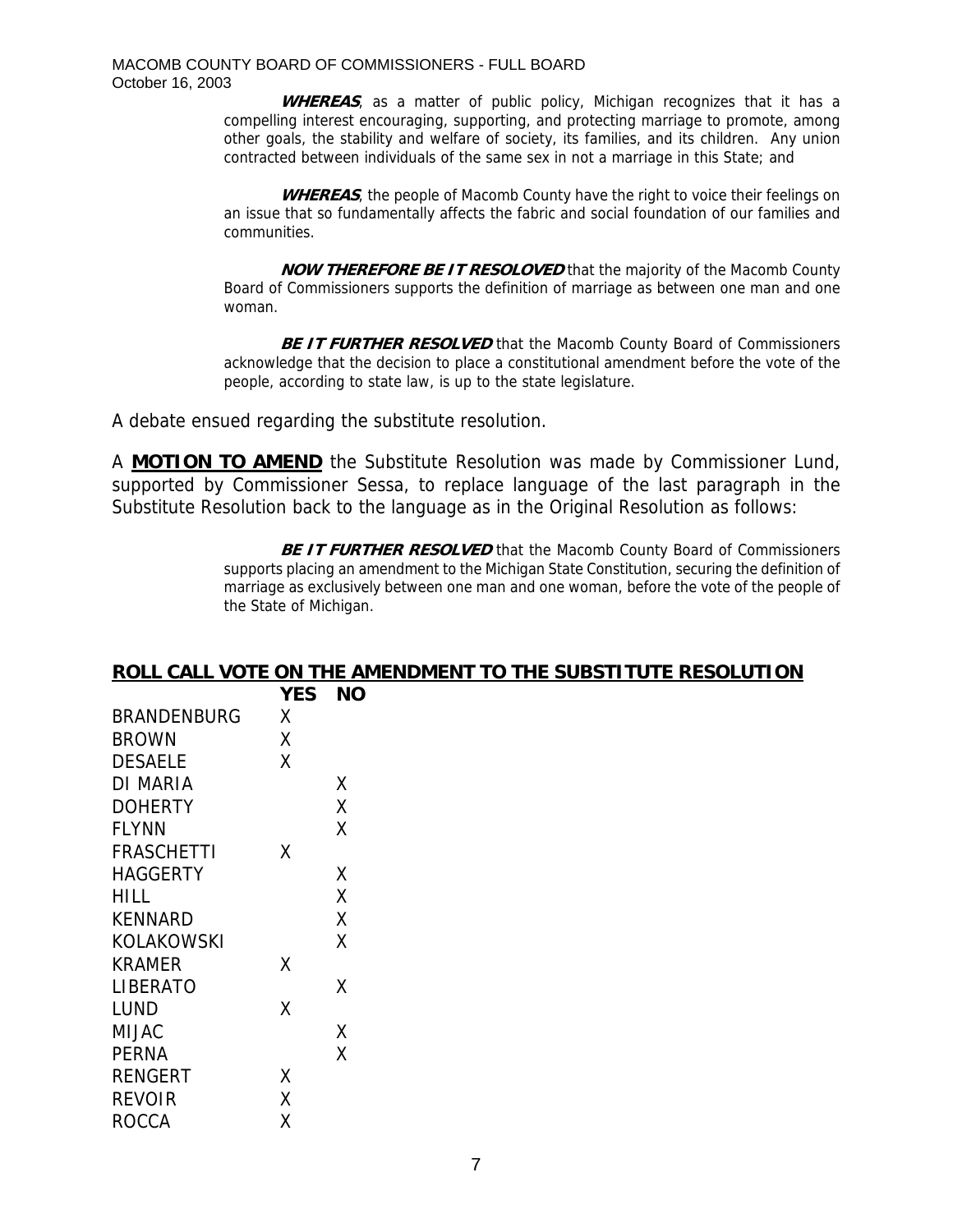**WHEREAS**, as a matter of public policy, Michigan recognizes that it has a compelling interest encouraging, supporting, and protecting marriage to promote, among other goals, the stability and welfare of society, its families, and its children. Any union contracted between individuals of the same sex in not a marriage in this State; and

**WHEREAS**, the people of Macomb County have the right to voice their feelings on an issue that so fundamentally affects the fabric and social foundation of our families and communities.

**NOW THEREFORE BE IT RESOLOVED** that the majority of the Macomb County Board of Commissioners supports the definition of marriage as between one man and one woman.

**BE IT FURTHER RESOLVED** that the Macomb County Board of Commissioners acknowledge that the decision to place a constitutional amendment before the vote of the people, according to state law, is up to the state legislature.

A debate ensued regarding the substitute resolution.

A **MOTION TO AMEND** the Substitute Resolution was made by Commissioner Lund, supported by Commissioner Sessa, to replace language of the last paragraph in the Substitute Resolution back to the language as in the Original Resolution as follows:

**BE IT FURTHER RESOLVED** that the Macomb County Board of Commissioners supports placing an amendment to the Michigan State Constitution, securing the definition of marriage as exclusively between one man and one woman, before the vote of the people of the State of Michigan.

## ROLL CALL VOTE ON THE AMENDMENT TO THE SUBSTITUTE RESOLUTION

| | YES | NO |
|---|---|---|
| BRANDENBURG | X | |
| BROWN | X | |
| DESAELE | X | |
| DI MARIA | | X |
| DOHERTY | | X |
| FLYNN | | X |
| FRASCHETTI | X | |
| HAGGERTY | | X |
| HILL | | X |
| KENNARD | | X |
| KOLAKOWSKI | | X |
| KRAMER | X | |
| LIBERATO | | X |
| LUND | X | |
| MIJAC | | X |
| PERNA | | X |
| RENGERT | X | |
| REVOIR | X | |
| ROCCA | X | |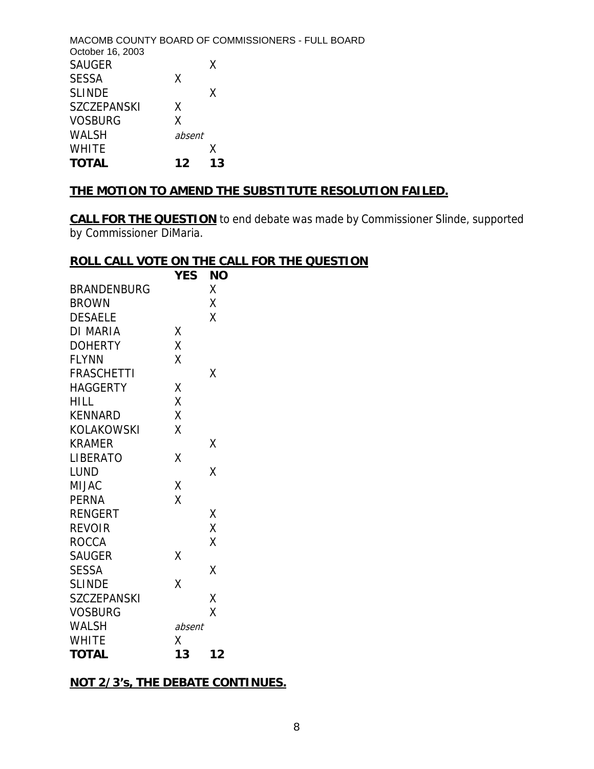| | | |
|---|---|---|
| SAUGER | | X |
| SESSA | X | |
| SLINDE | | X |
| SZCZEPANSKI | X | |
| VOSBURG | X | |
| WALSH | *absent* | |
| WHITE | | X |
| **TOTAL** | **12** | **13** |

**THE MOTION TO AMEND THE SUBSTITUTE RESOLUTION FAILED.**

**CALL FOR THE QUESTION** to end debate was made by Commissioner Slinde, supported by Commissioner DiMaria.

**ROLL CALL VOTE ON THE CALL FOR THE QUESTION**

| | **YES** | **NO** |
|---|---|---|
| BRANDENBURG | | X |
| BROWN | | X |
| DESAELE | | X |
| DI MARIA | X | |
| DOHERTY | X | |
| FLYNN | X | |
| FRASCHETTI | | X |
| HAGGERTY | X | |
| HILL | X | |
| KENNARD | X | |
| KOLAKOWSKI | X | |
| KRAMER | | X |
| LIBERATO | X | |
| LUND | | X |
| MIJAC | X | |
| PERNA | X | |
| RENGERT | | X |
| REVOIR | | X |
| ROCCA | | X |
| SAUGER | X | |
| SESSA | | X |
| SLINDE | X | |
| SZCZEPANSKI | | X |
| VOSBURG | | X |
| WALSH | *absent* | |
| WHITE | X | |
| **TOTAL** | **13** | **12** |

**NOT 2/3's, THE DEBATE CONTINUES.**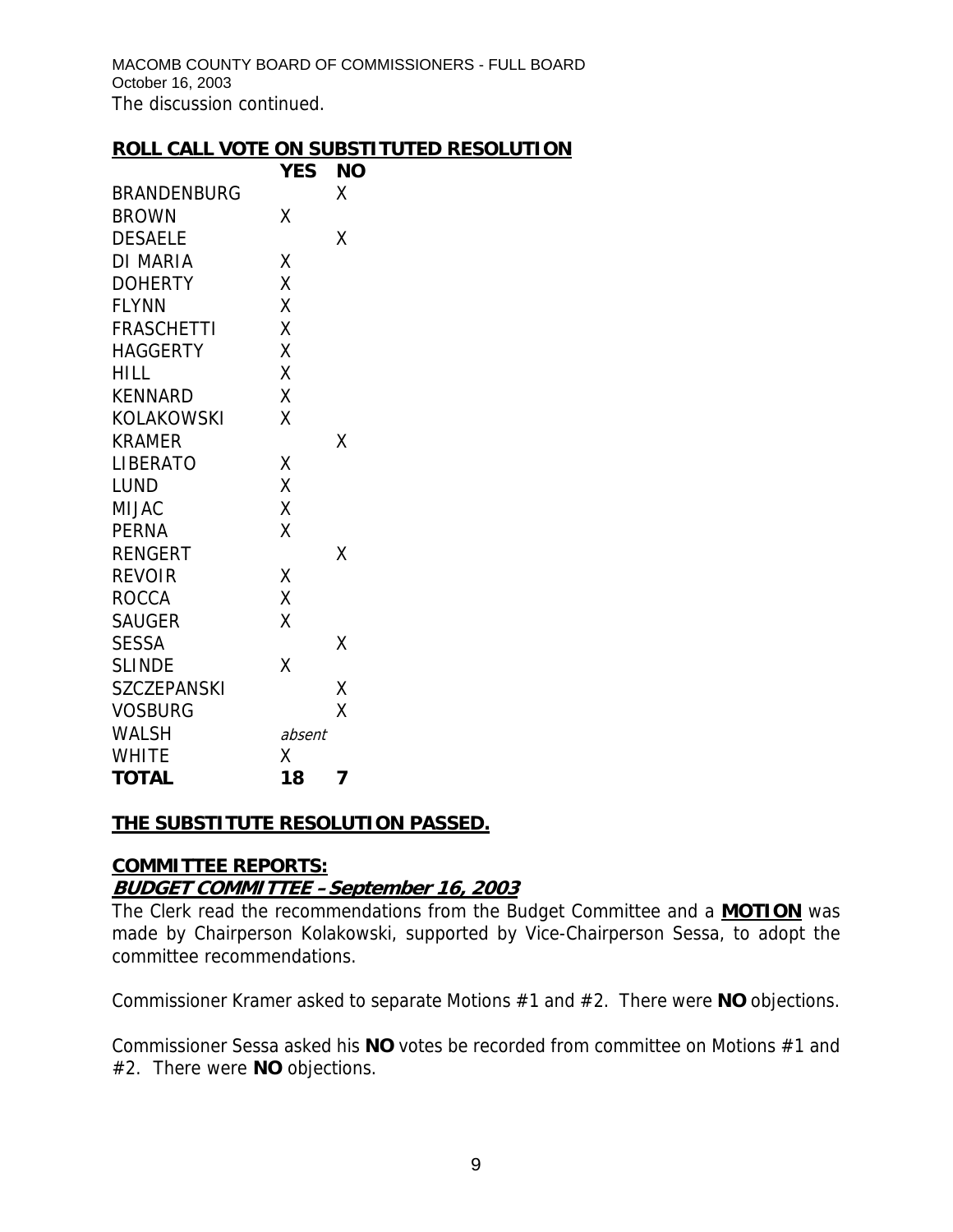The discussion continued.

**ROLL CALL VOTE ON SUBSTITUTED RESOLUTION**

| | YES | NO |
|---|---|---|
| BRANDENBURG | | X |
| BROWN | X | |
| DESAELE | | X |
| DI MARIA | X | |
| DOHERTY | X | |
| FLYNN | X | |
| FRASCHETTI | X | |
| HAGGERTY | X | |
| HILL | X | |
| KENNARD | X | |
| KOLAKOWSKI | X | |
| KRAMER | | X |
| LIBERATO | X | |
| LUND | X | |
| MIJAC | X | |
| PERNA | X | |
| RENGERT | | X |
| REVOIR | X | |
| ROCCA | X | |
| SAUGER | X | |
| SESSA | | X |
| SLINDE | X | |
| SZCZEPANSKI | | X |
| VOSBURG | | X |
| WALSH | *absent* | |
| WHITE | X | |
| **TOTAL** | **18** | **7** |

**THE SUBSTITUTE RESOLUTION PASSED.**

**COMMITTEE REPORTS:**

***BUDGET COMMITTEE – September 16, 2003***

The Clerk read the recommendations from the Budget Committee and a **MOTION** was made by Chairperson Kolakowski, supported by Vice-Chairperson Sessa, to adopt the committee recommendations.

Commissioner Kramer asked to separate Motions #1 and #2. There were **NO** objections.

Commissioner Sessa asked his **NO** votes be recorded from committee on Motions #1 and #2. There were **NO** objections.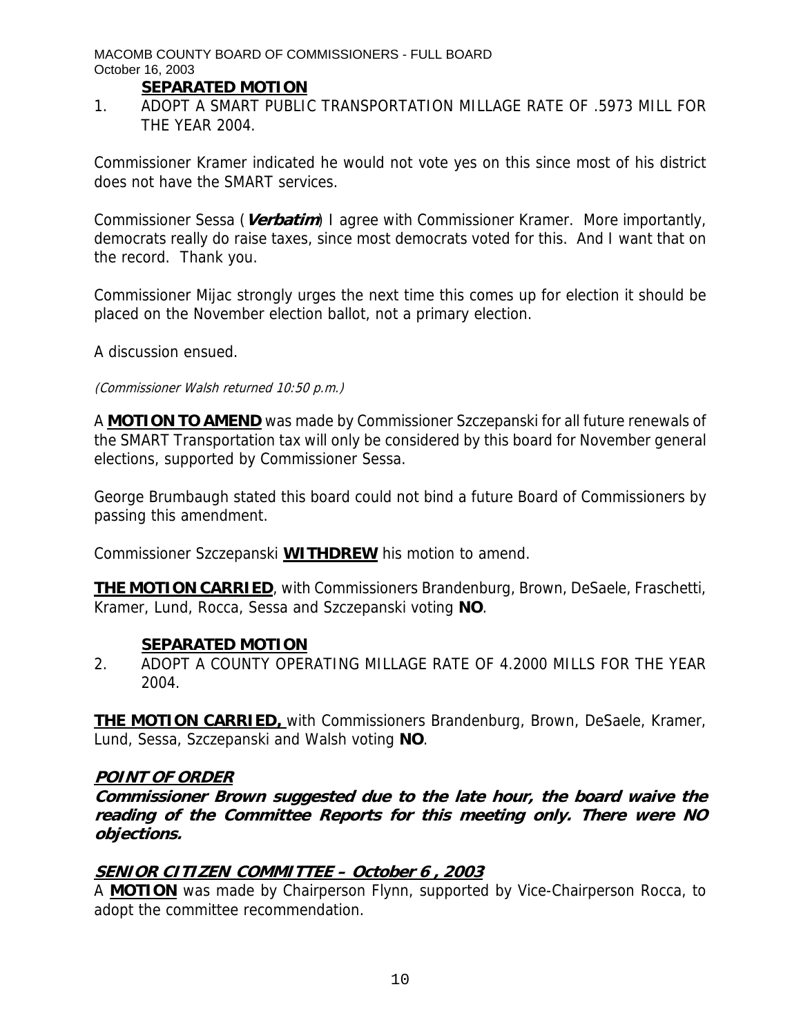**SEPARATED MOTION**

1. ADOPT A SMART PUBLIC TRANSPORTATION MILLAGE RATE OF .5973 MILL FOR THE YEAR 2004.

Commissioner Kramer indicated he would not vote yes on this since most of his district does not have the SMART services.

Commissioner Sessa (***Verbatim***) I agree with Commissioner Kramer. More importantly, democrats really do raise taxes, since most democrats voted for this. And I want that on the record. Thank you.

Commissioner Mijac strongly urges the next time this comes up for election it should be placed on the November election ballot, not a primary election.

A discussion ensued.

*(Commissioner Walsh returned 10:50 p.m.)*

A **MOTION TO AMEND** was made by Commissioner Szczepanski for all future renewals of the SMART Transportation tax will only be considered by this board for November general elections, supported by Commissioner Sessa.

George Brumbaugh stated this board could not bind a future Board of Commissioners by passing this amendment.

Commissioner Szczepanski **WITHDREW** his motion to amend.

**THE MOTION CARRIED**, with Commissioners Brandenburg, Brown, DeSaele, Fraschetti, Kramer, Lund, Rocca, Sessa and Szczepanski voting **NO**.

**SEPARATED MOTION**

2. ADOPT A COUNTY OPERATING MILLAGE RATE OF 4.2000 MILLS FOR THE YEAR 2004.

**THE MOTION CARRIED,** with Commissioners Brandenburg, Brown, DeSaele, Kramer, Lund, Sessa, Szczepanski and Walsh voting **NO**.

***POINT OF ORDER***

***Commissioner Brown suggested due to the late hour, the board waive the reading of the Committee Reports for this meeting only. There were NO objections.***

***SENIOR CITIZEN COMMITTEE – October 6 , 2003***

A **MOTION** was made by Chairperson Flynn, supported by Vice-Chairperson Rocca, to adopt the committee recommendation.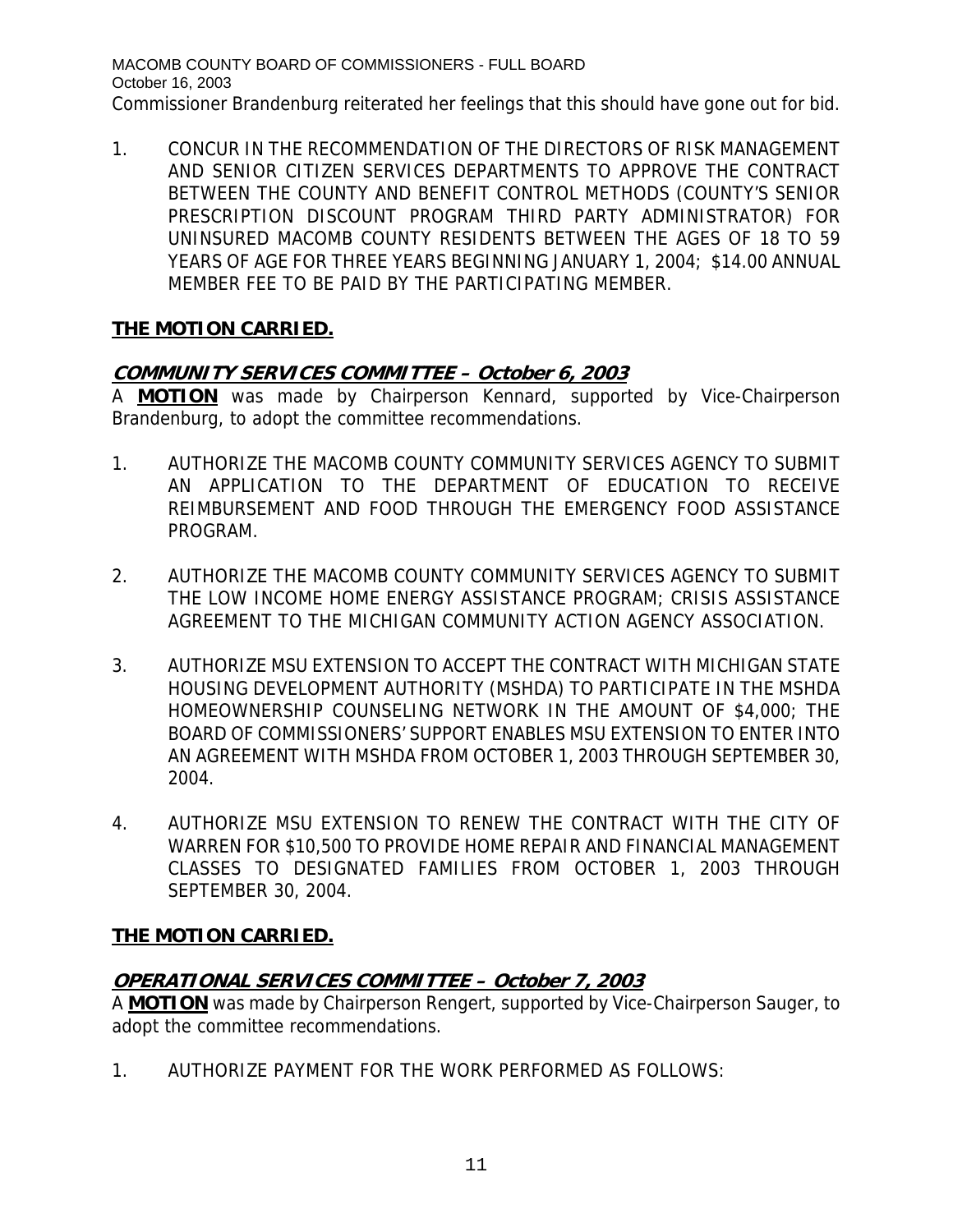Commissioner Brandenburg reiterated her feelings that this should have gone out for bid.

1. CONCUR IN THE RECOMMENDATION OF THE DIRECTORS OF RISK MANAGEMENT AND SENIOR CITIZEN SERVICES DEPARTMENTS TO APPROVE THE CONTRACT BETWEEN THE COUNTY AND BENEFIT CONTROL METHODS (COUNTY'S SENIOR PRESCRIPTION DISCOUNT PROGRAM THIRD PARTY ADMINISTRATOR) FOR UNINSURED MACOMB COUNTY RESIDENTS BETWEEN THE AGES OF 18 TO 59 YEARS OF AGE FOR THREE YEARS BEGINNING JANUARY 1, 2004; $14.00 ANNUAL MEMBER FEE TO BE PAID BY THE PARTICIPATING MEMBER.

**THE MOTION CARRIED.**

## COMMUNITY SERVICES COMMITTEE – October 6, 2003

A **MOTION** was made by Chairperson Kennard, supported by Vice-Chairperson Brandenburg, to adopt the committee recommendations.

1. AUTHORIZE THE MACOMB COUNTY COMMUNITY SERVICES AGENCY TO SUBMIT AN APPLICATION TO THE DEPARTMENT OF EDUCATION TO RECEIVE REIMBURSEMENT AND FOOD THROUGH THE EMERGENCY FOOD ASSISTANCE PROGRAM.

2. AUTHORIZE THE MACOMB COUNTY COMMUNITY SERVICES AGENCY TO SUBMIT THE LOW INCOME HOME ENERGY ASSISTANCE PROGRAM; CRISIS ASSISTANCE AGREEMENT TO THE MICHIGAN COMMUNITY ACTION AGENCY ASSOCIATION.

3. AUTHORIZE MSU EXTENSION TO ACCEPT THE CONTRACT WITH MICHIGAN STATE HOUSING DEVELOPMENT AUTHORITY (MSHDA) TO PARTICIPATE IN THE MSHDA HOMEOWNERSHIP COUNSELING NETWORK IN THE AMOUNT OF $4,000; THE BOARD OF COMMISSIONERS' SUPPORT ENABLES MSU EXTENSION TO ENTER INTO AN AGREEMENT WITH MSHDA FROM OCTOBER 1, 2003 THROUGH SEPTEMBER 30, 2004.

4. AUTHORIZE MSU EXTENSION TO RENEW THE CONTRACT WITH THE CITY OF WARREN FOR $10,500 TO PROVIDE HOME REPAIR AND FINANCIAL MANAGEMENT CLASSES TO DESIGNATED FAMILIES FROM OCTOBER 1, 2003 THROUGH SEPTEMBER 30, 2004.

**THE MOTION CARRIED.**

## OPERATIONAL SERVICES COMMITTEE – October 7, 2003

A **MOTION** was made by Chairperson Rengert, supported by Vice-Chairperson Sauger, to adopt the committee recommendations.

1. AUTHORIZE PAYMENT FOR THE WORK PERFORMED AS FOLLOWS: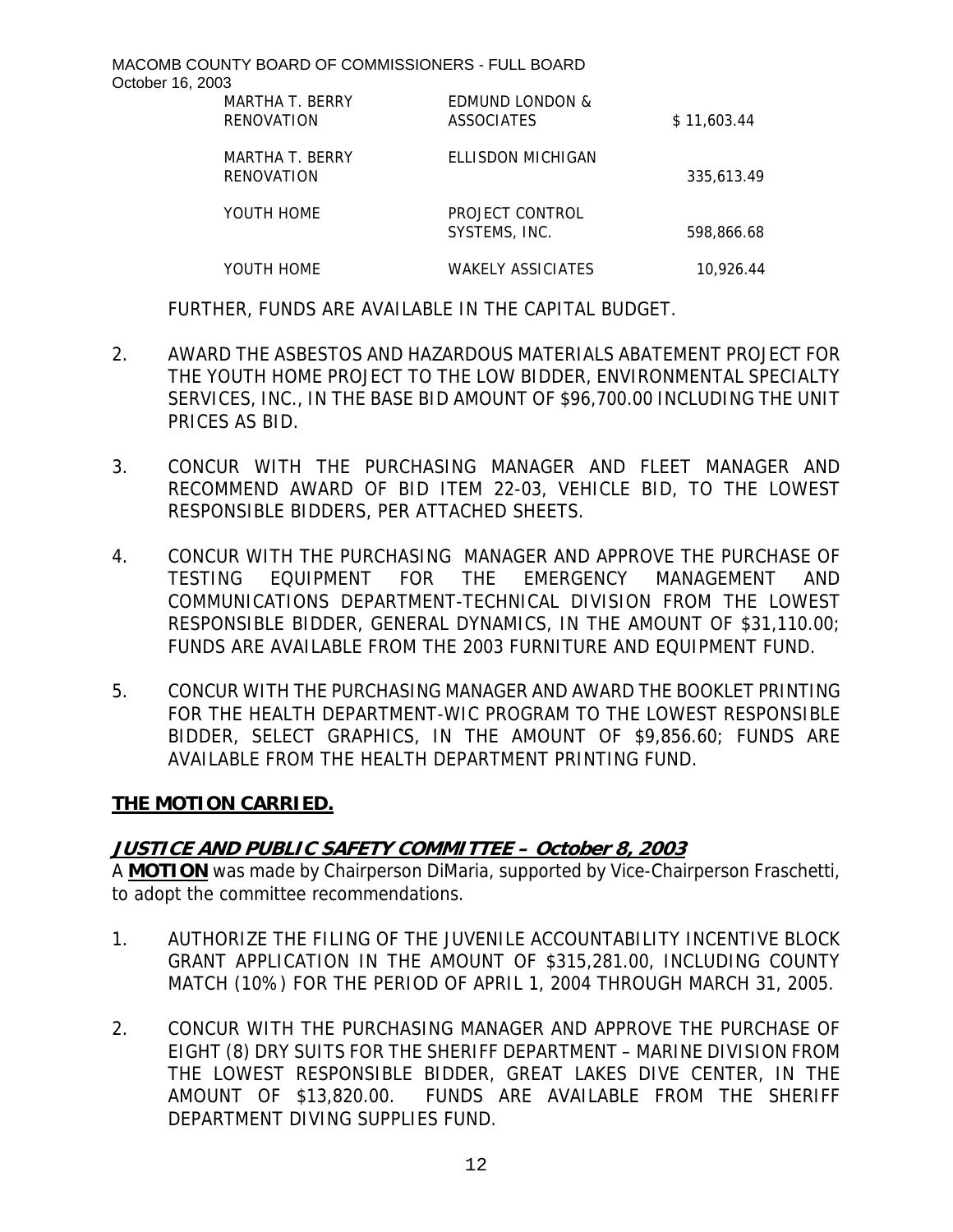| | | |
|---|---|---|
| MARTHA T. BERRY RENOVATION | EDMUND LONDON & ASSOCIATES | $ 11,603.44 |
| MARTHA T. BERRY RENOVATION | ELLISDON MICHIGAN | 335,613.49 |
| YOUTH HOME | PROJECT CONTROL SYSTEMS, INC. | 598,866.68 |
| YOUTH HOME | WAKELY ASSICIATES | 10,926.44 |

FURTHER, FUNDS ARE AVAILABLE IN THE CAPITAL BUDGET.

2. AWARD THE ASBESTOS AND HAZARDOUS MATERIALS ABATEMENT PROJECT FOR THE YOUTH HOME PROJECT TO THE LOW BIDDER, ENVIRONMENTAL SPECIALTY SERVICES, INC., IN THE BASE BID AMOUNT OF $96,700.00 INCLUDING THE UNIT PRICES AS BID.

3. CONCUR WITH THE PURCHASING MANAGER AND FLEET MANAGER AND RECOMMEND AWARD OF BID ITEM 22-03, VEHICLE BID, TO THE LOWEST RESPONSIBLE BIDDERS, PER ATTACHED SHEETS.

4. CONCUR WITH THE PURCHASING MANAGER AND APPROVE THE PURCHASE OF TESTING EQUIPMENT FOR THE EMERGENCY MANAGEMENT AND COMMUNICATIONS DEPARTMENT-TECHNICAL DIVISION FROM THE LOWEST RESPONSIBLE BIDDER, GENERAL DYNAMICS, IN THE AMOUNT OF $31,110.00; FUNDS ARE AVAILABLE FROM THE 2003 FURNITURE AND EQUIPMENT FUND.

5. CONCUR WITH THE PURCHASING MANAGER AND AWARD THE BOOKLET PRINTING FOR THE HEALTH DEPARTMENT-WIC PROGRAM TO THE LOWEST RESPONSIBLE BIDDER, SELECT GRAPHICS, IN THE AMOUNT OF $9,856.60; FUNDS ARE AVAILABLE FROM THE HEALTH DEPARTMENT PRINTING FUND.

**THE MOTION CARRIED.**

### JUSTICE AND PUBLIC SAFETY COMMITTEE – October 8, 2003

A **MOTION** was made by Chairperson DiMaria, supported by Vice-Chairperson Fraschetti, to adopt the committee recommendations.

1. AUTHORIZE THE FILING OF THE JUVENILE ACCOUNTABILITY INCENTIVE BLOCK GRANT APPLICATION IN THE AMOUNT OF $315,281.00, INCLUDING COUNTY MATCH (10%) FOR THE PERIOD OF APRIL 1, 2004 THROUGH MARCH 31, 2005.

2. CONCUR WITH THE PURCHASING MANAGER AND APPROVE THE PURCHASE OF EIGHT (8) DRY SUITS FOR THE SHERIFF DEPARTMENT – MARINE DIVISION FROM THE LOWEST RESPONSIBLE BIDDER, GREAT LAKES DIVE CENTER, IN THE AMOUNT OF $13,820.00. FUNDS ARE AVAILABLE FROM THE SHERIFF DEPARTMENT DIVING SUPPLIES FUND.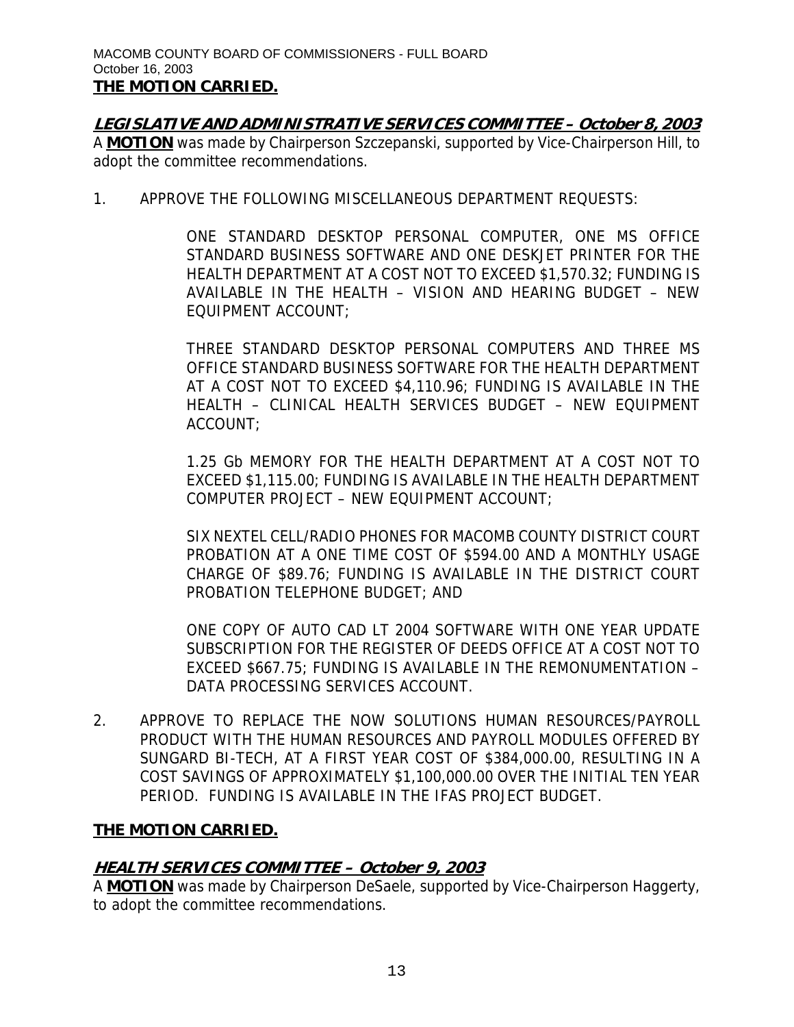**THE MOTION CARRIED.**

***LEGISLATIVE AND ADMINISTRATIVE SERVICES COMMITTEE – October 8, 2003***

A **MOTION** was made by Chairperson Szczepanski, supported by Vice-Chairperson Hill, to adopt the committee recommendations.

1. APPROVE THE FOLLOWING MISCELLANEOUS DEPARTMENT REQUESTS:

   ONE STANDARD DESKTOP PERSONAL COMPUTER, ONE MS OFFICE STANDARD BUSINESS SOFTWARE AND ONE DESKJET PRINTER FOR THE HEALTH DEPARTMENT AT A COST NOT TO EXCEED $1,570.32; FUNDING IS AVAILABLE IN THE HEALTH – VISION AND HEARING BUDGET – NEW EQUIPMENT ACCOUNT;

   THREE STANDARD DESKTOP PERSONAL COMPUTERS AND THREE MS OFFICE STANDARD BUSINESS SOFTWARE FOR THE HEALTH DEPARTMENT AT A COST NOT TO EXCEED $4,110.96; FUNDING IS AVAILABLE IN THE HEALTH – CLINICAL HEALTH SERVICES BUDGET – NEW EQUIPMENT ACCOUNT;

   1.25 Gb MEMORY FOR THE HEALTH DEPARTMENT AT A COST NOT TO EXCEED $1,115.00; FUNDING IS AVAILABLE IN THE HEALTH DEPARTMENT COMPUTER PROJECT – NEW EQUIPMENT ACCOUNT;

   SIX NEXTEL CELL/RADIO PHONES FOR MACOMB COUNTY DISTRICT COURT PROBATION AT A ONE TIME COST OF $594.00 AND A MONTHLY USAGE CHARGE OF $89.76; FUNDING IS AVAILABLE IN THE DISTRICT COURT PROBATION TELEPHONE BUDGET; AND

   ONE COPY OF AUTO CAD LT 2004 SOFTWARE WITH ONE YEAR UPDATE SUBSCRIPTION FOR THE REGISTER OF DEEDS OFFICE AT A COST NOT TO EXCEED $667.75; FUNDING IS AVAILABLE IN THE REMONUMENTATION – DATA PROCESSING SERVICES ACCOUNT.

2. APPROVE TO REPLACE THE NOW SOLUTIONS HUMAN RESOURCES/PAYROLL PRODUCT WITH THE HUMAN RESOURCES AND PAYROLL MODULES OFFERED BY SUNGARD BI-TECH, AT A FIRST YEAR COST OF $384,000.00, RESULTING IN A COST SAVINGS OF APPROXIMATELY $1,100,000.00 OVER THE INITIAL TEN YEAR PERIOD. FUNDING IS AVAILABLE IN THE IFAS PROJECT BUDGET.

**THE MOTION CARRIED.**

***HEALTH SERVICES COMMITTEE – October 9, 2003***

A **MOTION** was made by Chairperson DeSaele, supported by Vice-Chairperson Haggerty, to adopt the committee recommendations.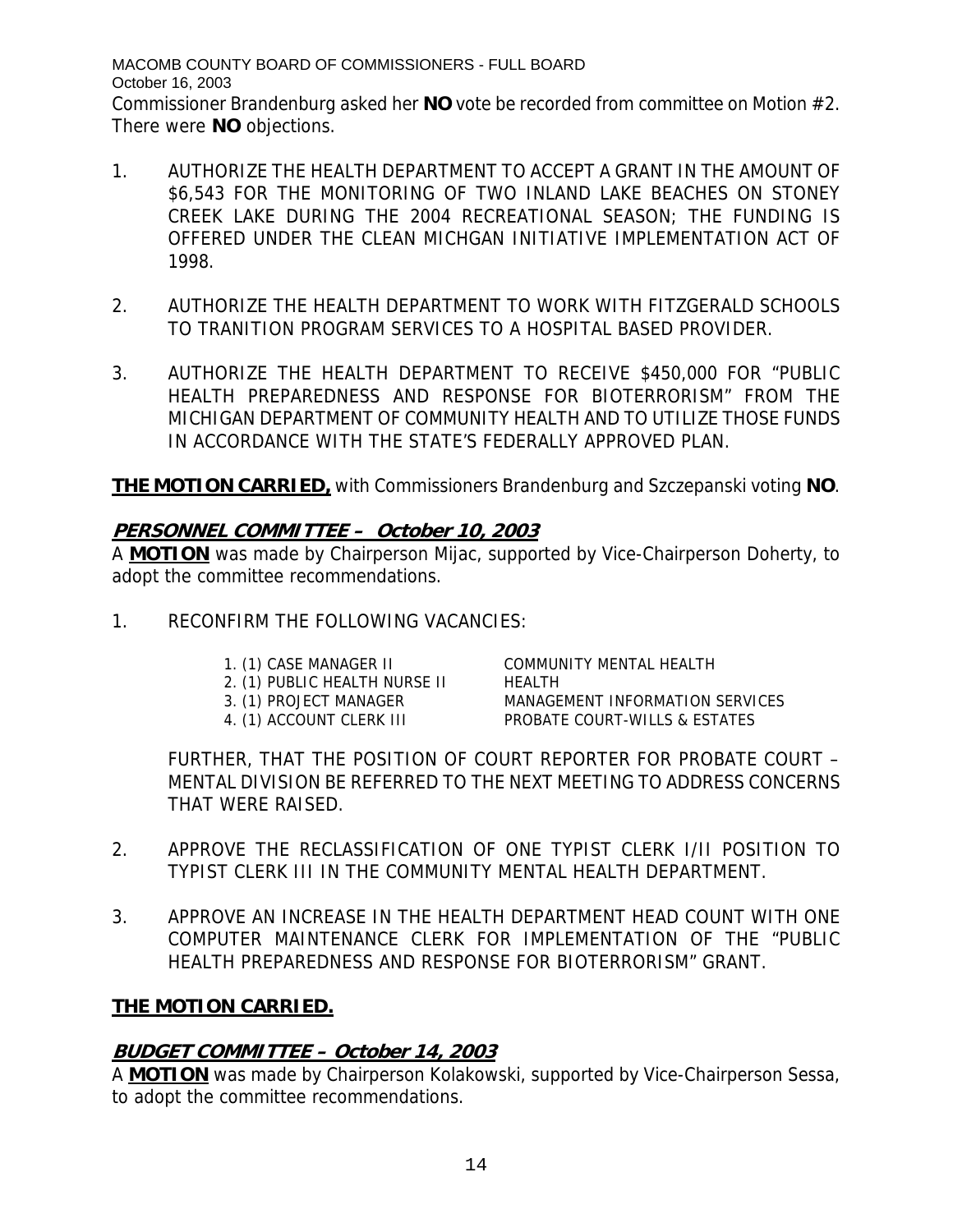Commissioner Brandenburg asked her **NO** vote be recorded from committee on Motion #2. There were **NO** objections.

1. AUTHORIZE THE HEALTH DEPARTMENT TO ACCEPT A GRANT IN THE AMOUNT OF $6,543 FOR THE MONITORING OF TWO INLAND LAKE BEACHES ON STONEY CREEK LAKE DURING THE 2004 RECREATIONAL SEASON; THE FUNDING IS OFFERED UNDER THE CLEAN MICHGAN INITIATIVE IMPLEMENTATION ACT OF 1998.

2. AUTHORIZE THE HEALTH DEPARTMENT TO WORK WITH FITZGERALD SCHOOLS TO TRANITION PROGRAM SERVICES TO A HOSPITAL BASED PROVIDER.

3. AUTHORIZE THE HEALTH DEPARTMENT TO RECEIVE $450,000 FOR "PUBLIC HEALTH PREPAREDNESS AND RESPONSE FOR BIOTERRORISM" FROM THE MICHIGAN DEPARTMENT OF COMMUNITY HEALTH AND TO UTILIZE THOSE FUNDS IN ACCORDANCE WITH THE STATE'S FEDERALLY APPROVED PLAN.

**THE MOTION CARRIED,** with Commissioners Brandenburg and Szczepanski voting **NO**.

## PERSONNEL COMMITTEE – October 10, 2003

A **MOTION** was made by Chairperson Mijac, supported by Vice-Chairperson Doherty, to adopt the committee recommendations.

1. RECONFIRM THE FOLLOWING VACANCIES:

| | |
|---|---|
| 1. (1) CASE MANAGER II | COMMUNITY MENTAL HEALTH |
| 2. (1) PUBLIC HEALTH NURSE II | HEALTH |
| 3. (1) PROJECT MANAGER | MANAGEMENT INFORMATION SERVICES |
| 4. (1) ACCOUNT CLERK III | PROBATE COURT-WILLS & ESTATES |

   FURTHER, THAT THE POSITION OF COURT REPORTER FOR PROBATE COURT – MENTAL DIVISION BE REFERRED TO THE NEXT MEETING TO ADDRESS CONCERNS THAT WERE RAISED.

2. APPROVE THE RECLASSIFICATION OF ONE TYPIST CLERK I/II POSITION TO TYPIST CLERK III IN THE COMMUNITY MENTAL HEALTH DEPARTMENT.

3. APPROVE AN INCREASE IN THE HEALTH DEPARTMENT HEAD COUNT WITH ONE COMPUTER MAINTENANCE CLERK FOR IMPLEMENTATION OF THE "PUBLIC HEALTH PREPAREDNESS AND RESPONSE FOR BIOTERRORISM" GRANT.

**THE MOTION CARRIED.**

## BUDGET COMMITTEE – October 14, 2003

A **MOTION** was made by Chairperson Kolakowski, supported by Vice-Chairperson Sessa, to adopt the committee recommendations.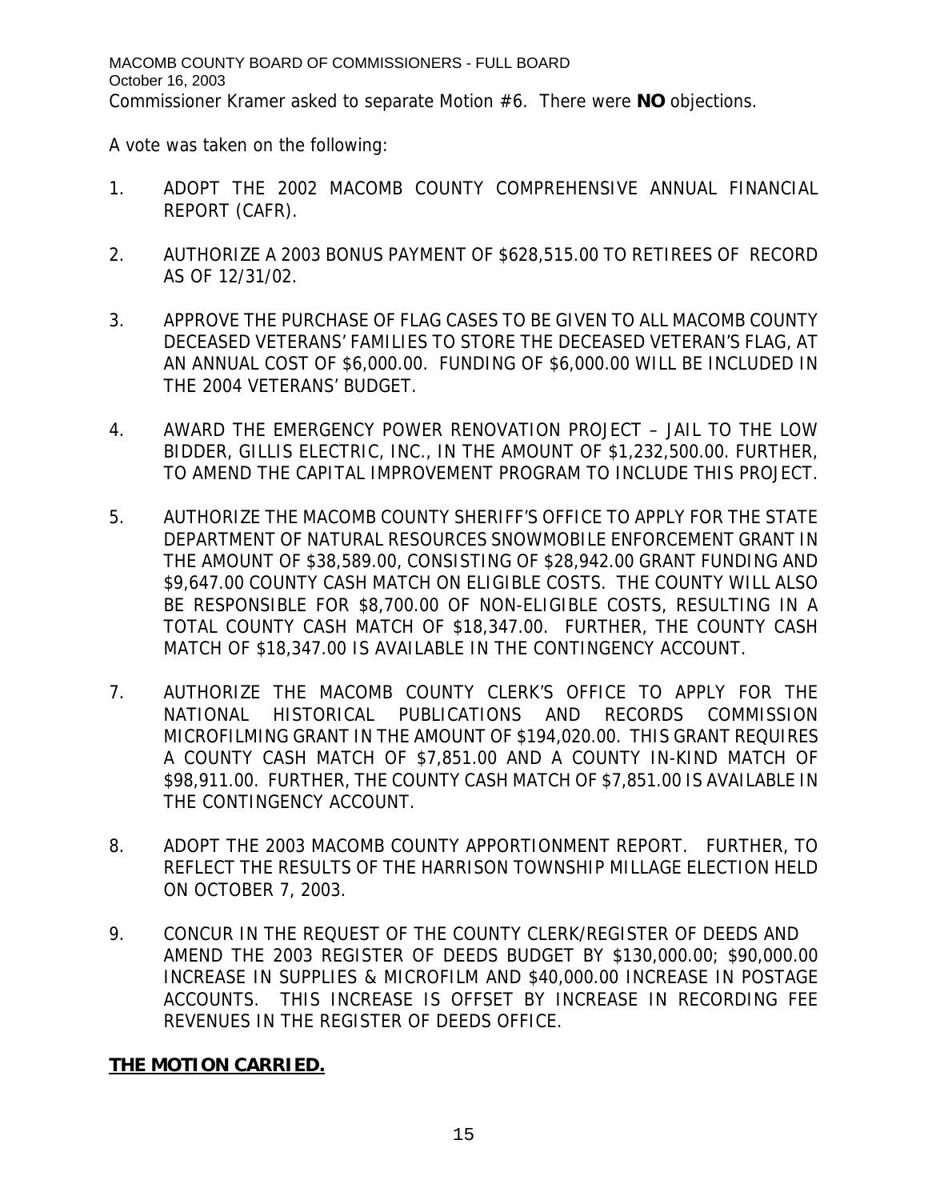Commissioner Kramer asked to separate Motion #6. There were **NO** objections.

A vote was taken on the following:

1. ADOPT THE 2002 MACOMB COUNTY COMPREHENSIVE ANNUAL FINANCIAL REPORT (CAFR).

2. AUTHORIZE A 2003 BONUS PAYMENT OF $628,515.00 TO RETIREES OF RECORD AS OF 12/31/02.

3. APPROVE THE PURCHASE OF FLAG CASES TO BE GIVEN TO ALL MACOMB COUNTY DECEASED VETERANS' FAMILIES TO STORE THE DECEASED VETERAN'S FLAG, AT AN ANNUAL COST OF $6,000.00. FUNDING OF $6,000.00 WILL BE INCLUDED IN THE 2004 VETERANS' BUDGET.

4. AWARD THE EMERGENCY POWER RENOVATION PROJECT – JAIL TO THE LOW BIDDER, GILLIS ELECTRIC, INC., IN THE AMOUNT OF $1,232,500.00. FURTHER, TO AMEND THE CAPITAL IMPROVEMENT PROGRAM TO INCLUDE THIS PROJECT.

5. AUTHORIZE THE MACOMB COUNTY SHERIFF'S OFFICE TO APPLY FOR THE STATE DEPARTMENT OF NATURAL RESOURCES SNOWMOBILE ENFORCEMENT GRANT IN THE AMOUNT OF $38,589.00, CONSISTING OF $28,942.00 GRANT FUNDING AND $9,647.00 COUNTY CASH MATCH ON ELIGIBLE COSTS. THE COUNTY WILL ALSO BE RESPONSIBLE FOR $8,700.00 OF NON-ELIGIBLE COSTS, RESULTING IN A TOTAL COUNTY CASH MATCH OF $18,347.00. FURTHER, THE COUNTY CASH MATCH OF $18,347.00 IS AVAILABLE IN THE CONTINGENCY ACCOUNT.

7. AUTHORIZE THE MACOMB COUNTY CLERK'S OFFICE TO APPLY FOR THE NATIONAL HISTORICAL PUBLICATIONS AND RECORDS COMMISSION MICROFILMING GRANT IN THE AMOUNT OF $194,020.00. THIS GRANT REQUIRES A COUNTY CASH MATCH OF $7,851.00 AND A COUNTY IN-KIND MATCH OF $98,911.00. FURTHER, THE COUNTY CASH MATCH OF $7,851.00 IS AVAILABLE IN THE CONTINGENCY ACCOUNT.

8. ADOPT THE 2003 MACOMB COUNTY APPORTIONMENT REPORT. FURTHER, TO REFLECT THE RESULTS OF THE HARRISON TOWNSHIP MILLAGE ELECTION HELD ON OCTOBER 7, 2003.

9. CONCUR IN THE REQUEST OF THE COUNTY CLERK/REGISTER OF DEEDS AND AMEND THE 2003 REGISTER OF DEEDS BUDGET BY $130,000.00; $90,000.00 INCREASE IN SUPPLIES & MICROFILM AND $40,000.00 INCREASE IN POSTAGE ACCOUNTS. THIS INCREASE IS OFFSET BY INCREASE IN RECORDING FEE REVENUES IN THE REGISTER OF DEEDS OFFICE.

**THE MOTION CARRIED.**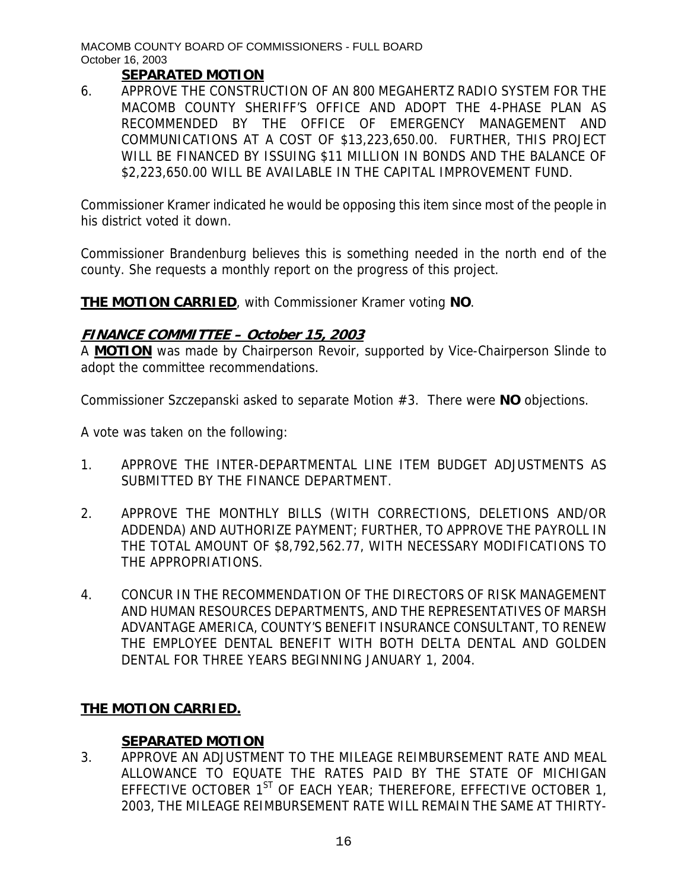**SEPARATED MOTION**

6. APPROVE THE CONSTRUCTION OF AN 800 MEGAHERTZ RADIO SYSTEM FOR THE MACOMB COUNTY SHERIFF'S OFFICE AND ADOPT THE 4-PHASE PLAN AS RECOMMENDED BY THE OFFICE OF EMERGENCY MANAGEMENT AND COMMUNICATIONS AT A COST OF $13,223,650.00. FURTHER, THIS PROJECT WILL BE FINANCED BY ISSUING $11 MILLION IN BONDS AND THE BALANCE OF $2,223,650.00 WILL BE AVAILABLE IN THE CAPITAL IMPROVEMENT FUND.

Commissioner Kramer indicated he would be opposing this item since most of the people in his district voted it down.

Commissioner Brandenburg believes this is something needed in the north end of the county. She requests a monthly report on the progress of this project.

**THE MOTION CARRIED**, with Commissioner Kramer voting **NO**.

## ***FINANCE COMMITTEE – October 15, 2003***

A **MOTION** was made by Chairperson Revoir, supported by Vice-Chairperson Slinde to adopt the committee recommendations.

Commissioner Szczepanski asked to separate Motion #3. There were **NO** objections.

A vote was taken on the following:

1. APPROVE THE INTER-DEPARTMENTAL LINE ITEM BUDGET ADJUSTMENTS AS SUBMITTED BY THE FINANCE DEPARTMENT.

2. APPROVE THE MONTHLY BILLS (WITH CORRECTIONS, DELETIONS AND/OR ADDENDA) AND AUTHORIZE PAYMENT; FURTHER, TO APPROVE THE PAYROLL IN THE TOTAL AMOUNT OF $8,792,562.77, WITH NECESSARY MODIFICATIONS TO THE APPROPRIATIONS.

4. CONCUR IN THE RECOMMENDATION OF THE DIRECTORS OF RISK MANAGEMENT AND HUMAN RESOURCES DEPARTMENTS, AND THE REPRESENTATIVES OF MARSH ADVANTAGE AMERICA, COUNTY'S BENEFIT INSURANCE CONSULTANT, TO RENEW THE EMPLOYEE DENTAL BENEFIT WITH BOTH DELTA DENTAL AND GOLDEN DENTAL FOR THREE YEARS BEGINNING JANUARY 1, 2004.

**THE MOTION CARRIED.**

**SEPARATED MOTION**

3. APPROVE AN ADJUSTMENT TO THE MILEAGE REIMBURSEMENT RATE AND MEAL ALLOWANCE TO EQUATE THE RATES PAID BY THE STATE OF MICHIGAN EFFECTIVE OCTOBER 1ST OF EACH YEAR; THEREFORE, EFFECTIVE OCTOBER 1, 2003, THE MILEAGE REIMBURSEMENT RATE WILL REMAIN THE SAME AT THIRTY-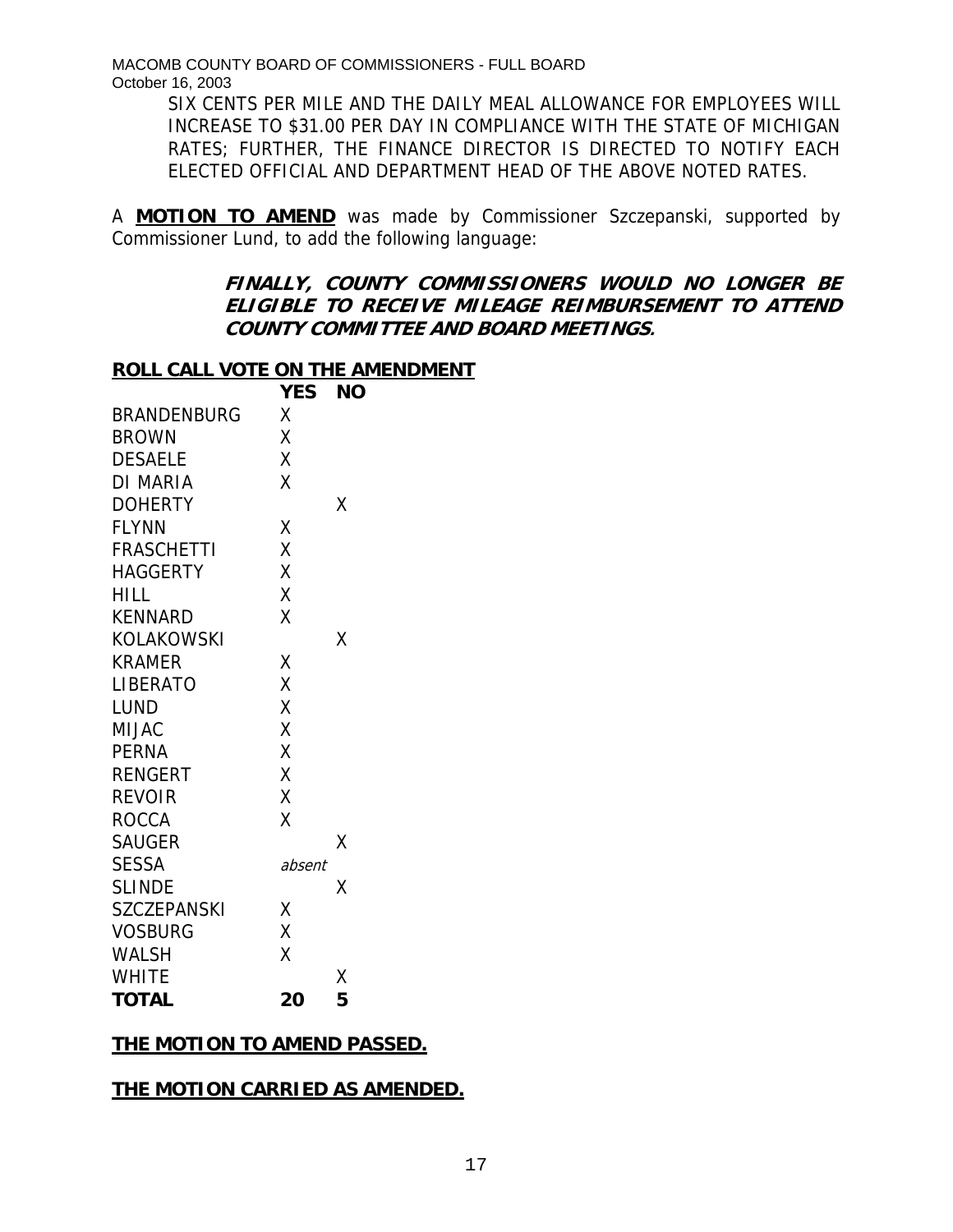SIX CENTS PER MILE AND THE DAILY MEAL ALLOWANCE FOR EMPLOYEES WILL INCREASE TO $31.00 PER DAY IN COMPLIANCE WITH THE STATE OF MICHIGAN RATES; FURTHER, THE FINANCE DIRECTOR IS DIRECTED TO NOTIFY EACH ELECTED OFFICIAL AND DEPARTMENT HEAD OF THE ABOVE NOTED RATES.

A **MOTION TO AMEND** was made by Commissioner Szczepanski, supported by Commissioner Lund, to add the following language:

> ***FINALLY, COUNTY COMMISSIONERS WOULD NO LONGER BE ELIGIBLE TO RECEIVE MILEAGE REIMBURSEMENT TO ATTEND COUNTY COMMITTEE AND BOARD MEETINGS.***

**ROLL CALL VOTE ON THE AMENDMENT**

| | YES | NO |
|---|---|---|
| BRANDENBURG | X | |
| BROWN | X | |
| DESAELE | X | |
| DI MARIA | X | |
| DOHERTY | | X |
| FLYNN | X | |
| FRASCHETTI | X | |
| HAGGERTY | X | |
| HILL | X | |
| KENNARD | X | |
| KOLAKOWSKI | | X |
| KRAMER | X | |
| LIBERATO | X | |
| LUND | X | |
| MIJAC | X | |
| PERNA | X | |
| RENGERT | X | |
| REVOIR | X | |
| ROCCA | X | |
| SAUGER | | X |
| SESSA | *absent* | |
| SLINDE | | X |
| SZCZEPANSKI | X | |
| VOSBURG | X | |
| WALSH | X | |
| WHITE | | X |
| **TOTAL** | **20** | **5** |

**THE MOTION TO AMEND PASSED.**

**THE MOTION CARRIED AS AMENDED.**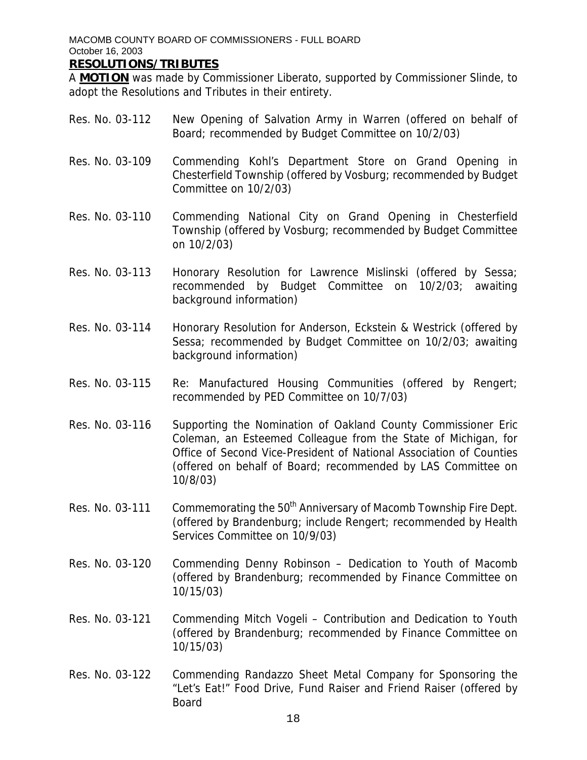## RESOLUTIONS/TRIBUTES

A **MOTION** was made by Commissioner Liberato, supported by Commissioner Slinde, to adopt the Resolutions and Tributes in their entirety.

Res. No. 03-112 New Opening of Salvation Army in Warren (offered on behalf of Board; recommended by Budget Committee on 10/2/03)

Res. No. 03-109 Commending Kohl's Department Store on Grand Opening in Chesterfield Township (offered by Vosburg; recommended by Budget Committee on 10/2/03)

Res. No. 03-110 Commending National City on Grand Opening in Chesterfield Township (offered by Vosburg; recommended by Budget Committee on 10/2/03)

Res. No. 03-113 Honorary Resolution for Lawrence Mislinski (offered by Sessa; recommended by Budget Committee on 10/2/03; awaiting background information)

Res. No. 03-114 Honorary Resolution for Anderson, Eckstein & Westrick (offered by Sessa; recommended by Budget Committee on 10/2/03; awaiting background information)

Res. No. 03-115 Re: Manufactured Housing Communities (offered by Rengert; recommended by PED Committee on 10/7/03)

Res. No. 03-116 Supporting the Nomination of Oakland County Commissioner Eric Coleman, an Esteemed Colleague from the State of Michigan, for Office of Second Vice-President of National Association of Counties (offered on behalf of Board; recommended by LAS Committee on 10/8/03)

Res. No. 03-111 Commemorating the 50th Anniversary of Macomb Township Fire Dept. (offered by Brandenburg; include Rengert; recommended by Health Services Committee on 10/9/03)

Res. No. 03-120 Commending Denny Robinson – Dedication to Youth of Macomb (offered by Brandenburg; recommended by Finance Committee on 10/15/03)

Res. No. 03-121 Commending Mitch Vogeli – Contribution and Dedication to Youth (offered by Brandenburg; recommended by Finance Committee on 10/15/03)

Res. No. 03-122 Commending Randazzo Sheet Metal Company for Sponsoring the "Let's Eat!" Food Drive, Fund Raiser and Friend Raiser (offered by Board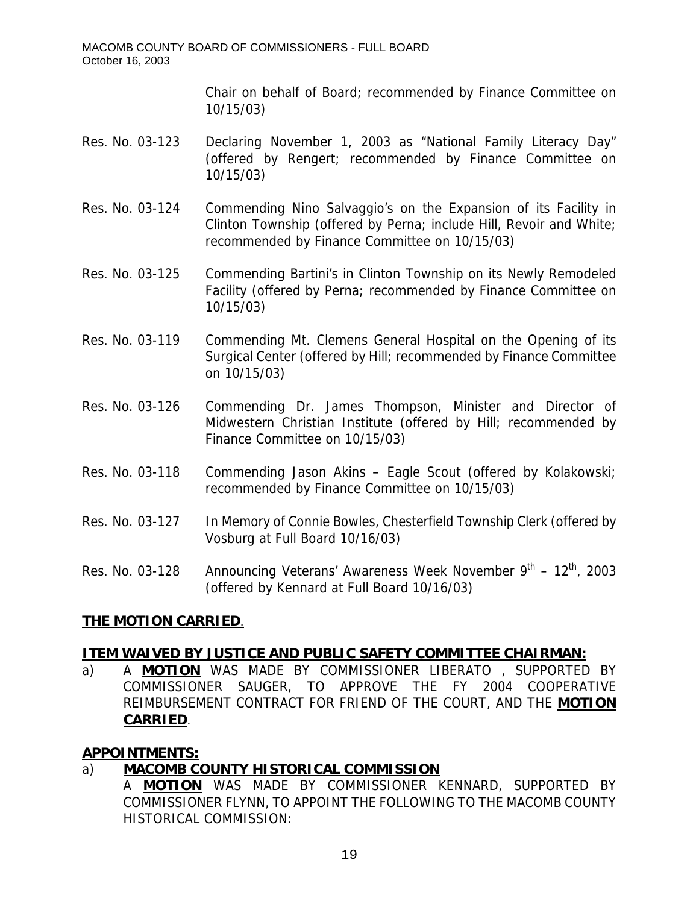Chair on behalf of Board; recommended by Finance Committee on 10/15/03)

Res. No. 03-123 Declaring November 1, 2003 as "National Family Literacy Day" (offered by Rengert; recommended by Finance Committee on 10/15/03)

Res. No. 03-124 Commending Nino Salvaggio's on the Expansion of its Facility in Clinton Township (offered by Perna; include Hill, Revoir and White; recommended by Finance Committee on 10/15/03)

Res. No. 03-125 Commending Bartini's in Clinton Township on its Newly Remodeled Facility (offered by Perna; recommended by Finance Committee on 10/15/03)

Res. No. 03-119 Commending Mt. Clemens General Hospital on the Opening of its Surgical Center (offered by Hill; recommended by Finance Committee on 10/15/03)

Res. No. 03-126 Commending Dr. James Thompson, Minister and Director of Midwestern Christian Institute (offered by Hill; recommended by Finance Committee on 10/15/03)

Res. No. 03-118 Commending Jason Akins – Eagle Scout (offered by Kolakowski; recommended by Finance Committee on 10/15/03)

Res. No. 03-127 In Memory of Connie Bowles, Chesterfield Township Clerk (offered by Vosburg at Full Board 10/16/03)

Res. No. 03-128 Announcing Veterans' Awareness Week November 9th – 12th, 2003 (offered by Kennard at Full Board 10/16/03)

**THE MOTION CARRIED**.

**ITEM WAIVED BY JUSTICE AND PUBLIC SAFETY COMMITTEE CHAIRMAN:**

a) A **MOTION** WAS MADE BY COMMISSIONER LIBERATO , SUPPORTED BY COMMISSIONER SAUGER, TO APPROVE THE FY 2004 COOPERATIVE REIMBURSEMENT CONTRACT FOR FRIEND OF THE COURT, AND THE **MOTION CARRIED**.

**APPOINTMENTS:**

a) **MACOMB COUNTY HISTORICAL COMMISSION**

A **MOTION** WAS MADE BY COMMISSIONER KENNARD, SUPPORTED BY COMMISSIONER FLYNN, TO APPOINT THE FOLLOWING TO THE MACOMB COUNTY HISTORICAL COMMISSION: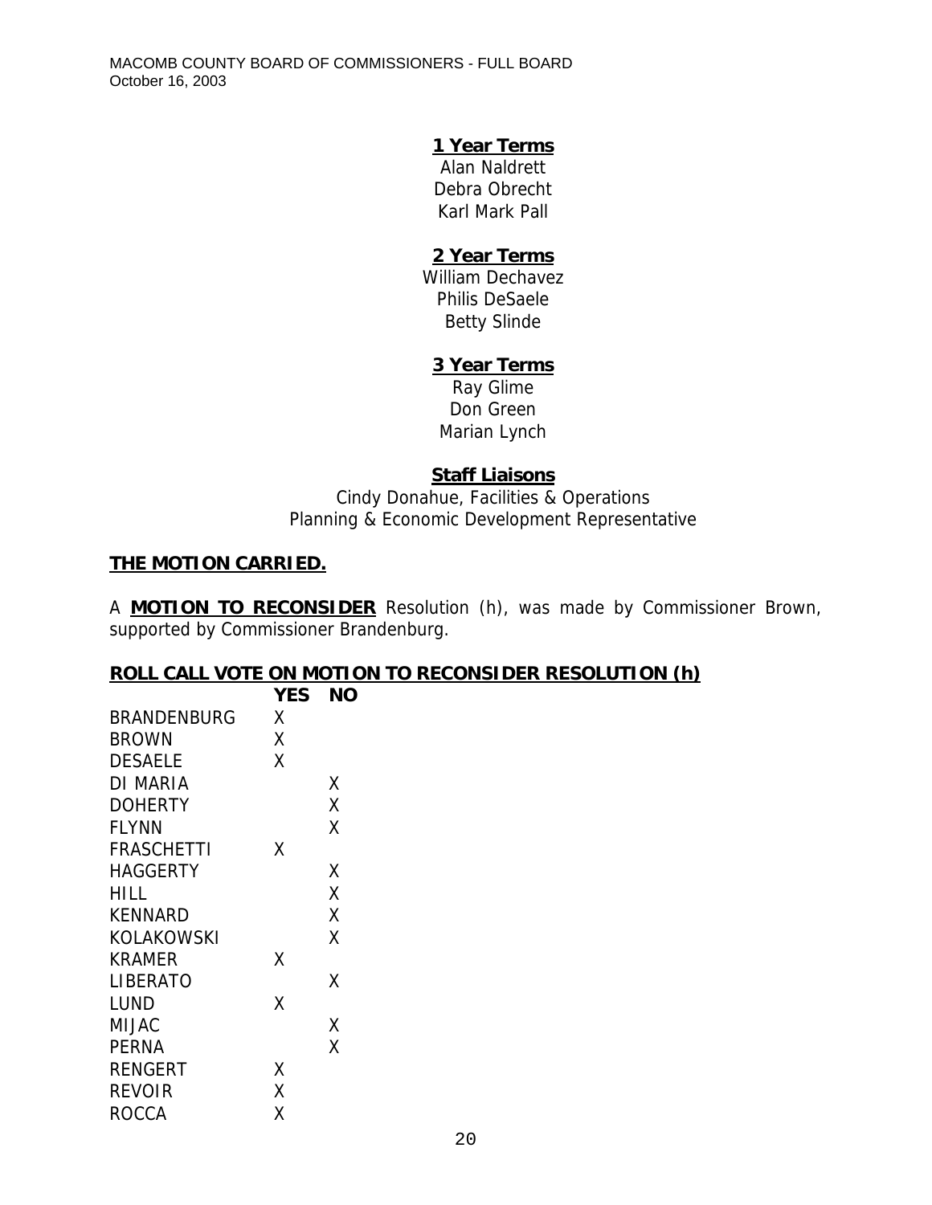**1 Year Terms**

Alan Naldrett
Debra Obrecht
Karl Mark Pall

**2 Year Terms**

William Dechavez
Philis DeSaele
Betty Slinde

**3 Year Terms**

Ray Glime
Don Green
Marian Lynch

**Staff Liaisons**

Cindy Donahue, Facilities & Operations
Planning & Economic Development Representative

**THE MOTION CARRIED.**

A **MOTION TO RECONSIDER** Resolution (h), was made by Commissioner Brown, supported by Commissioner Brandenburg.

**ROLL CALL VOTE ON MOTION TO RECONSIDER RESOLUTION (h)**

| | YES | NO |
|---|---|---|
| BRANDENBURG | X | |
| BROWN | X | |
| DESAELE | X | |
| DI MARIA | | X |
| DOHERTY | | X |
| FLYNN | | X |
| FRASCHETTI | X | |
| HAGGERTY | | X |
| HILL | | X |
| KENNARD | | X |
| KOLAKOWSKI | | X |
| KRAMER | X | |
| LIBERATO | | X |
| LUND | X | |
| MIJAC | | X |
| PERNA | | X |
| RENGERT | X | |
| REVOIR | X | |
| ROCCA | X | |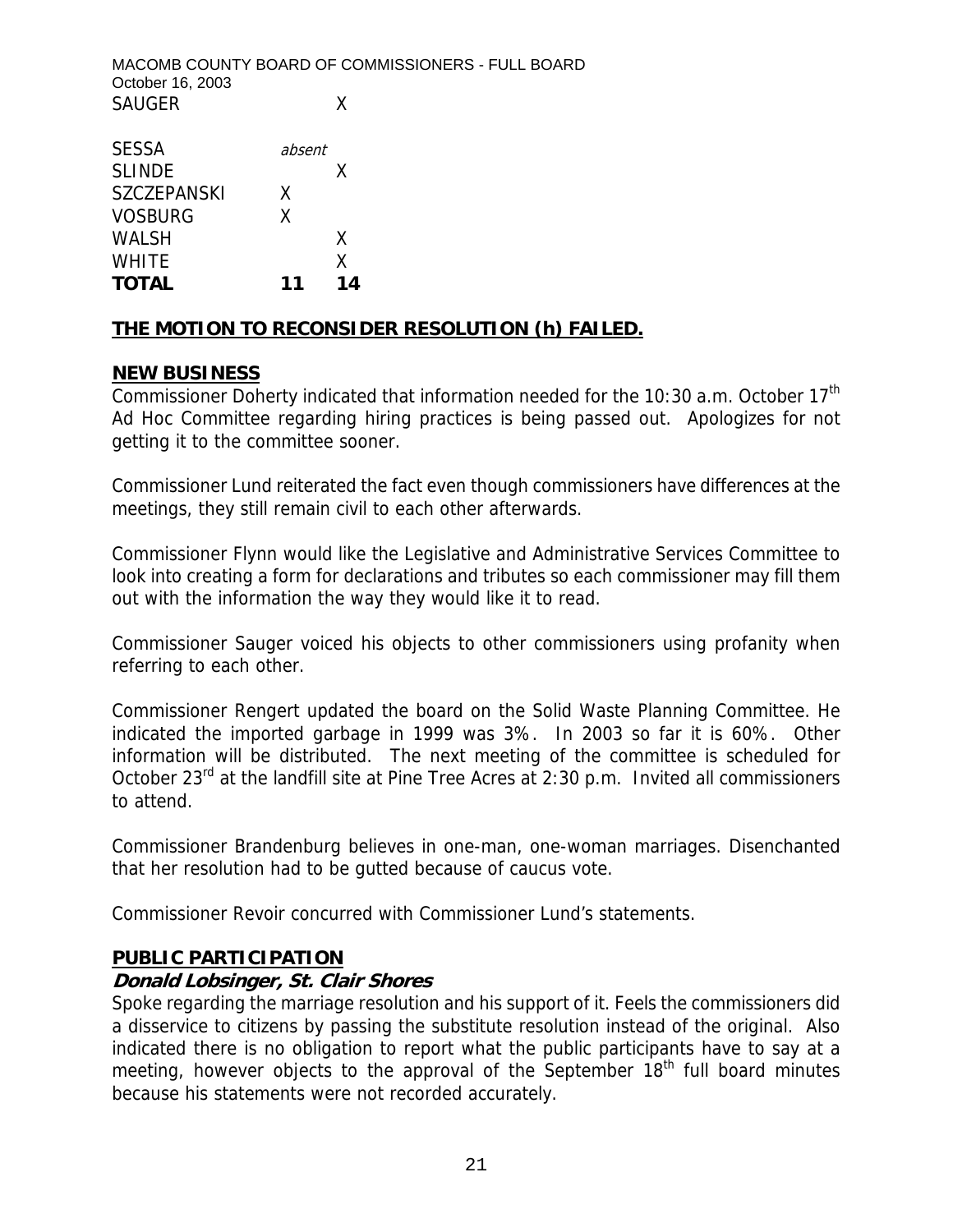SAUGER X

| | | |
|---|---|---|
| SESSA | *absent* | |
| SLINDE | | X |
| SZCZEPANSKI | X | |
| VOSBURG | X | |
| WALSH | | X |
| WHITE | | X |
| **TOTAL** | **11** | **14** |

**THE MOTION TO RECONSIDER RESOLUTION (h) FAILED.**

## NEW BUSINESS

Commissioner Doherty indicated that information needed for the 10:30 a.m. October 17th Ad Hoc Committee regarding hiring practices is being passed out. Apologizes for not getting it to the committee sooner.

Commissioner Lund reiterated the fact even though commissioners have differences at the meetings, they still remain civil to each other afterwards.

Commissioner Flynn would like the Legislative and Administrative Services Committee to look into creating a form for declarations and tributes so each commissioner may fill them out with the information the way they would like it to read.

Commissioner Sauger voiced his objects to other commissioners using profanity when referring to each other.

Commissioner Rengert updated the board on the Solid Waste Planning Committee. He indicated the imported garbage in 1999 was 3%. In 2003 so far it is 60%. Other information will be distributed. The next meeting of the committee is scheduled for October 23rd at the landfill site at Pine Tree Acres at 2:30 p.m. Invited all commissioners to attend.

Commissioner Brandenburg believes in one-man, one-woman marriages. Disenchanted that her resolution had to be gutted because of caucus vote.

Commissioner Revoir concurred with Commissioner Lund's statements.

## PUBLIC PARTICIPATION

### *Donald Lobsinger, St. Clair Shores*

Spoke regarding the marriage resolution and his support of it. Feels the commissioners did a disservice to citizens by passing the substitute resolution instead of the original. Also indicated there is no obligation to report what the public participants have to say at a meeting, however objects to the approval of the September 18th full board minutes because his statements were not recorded accurately.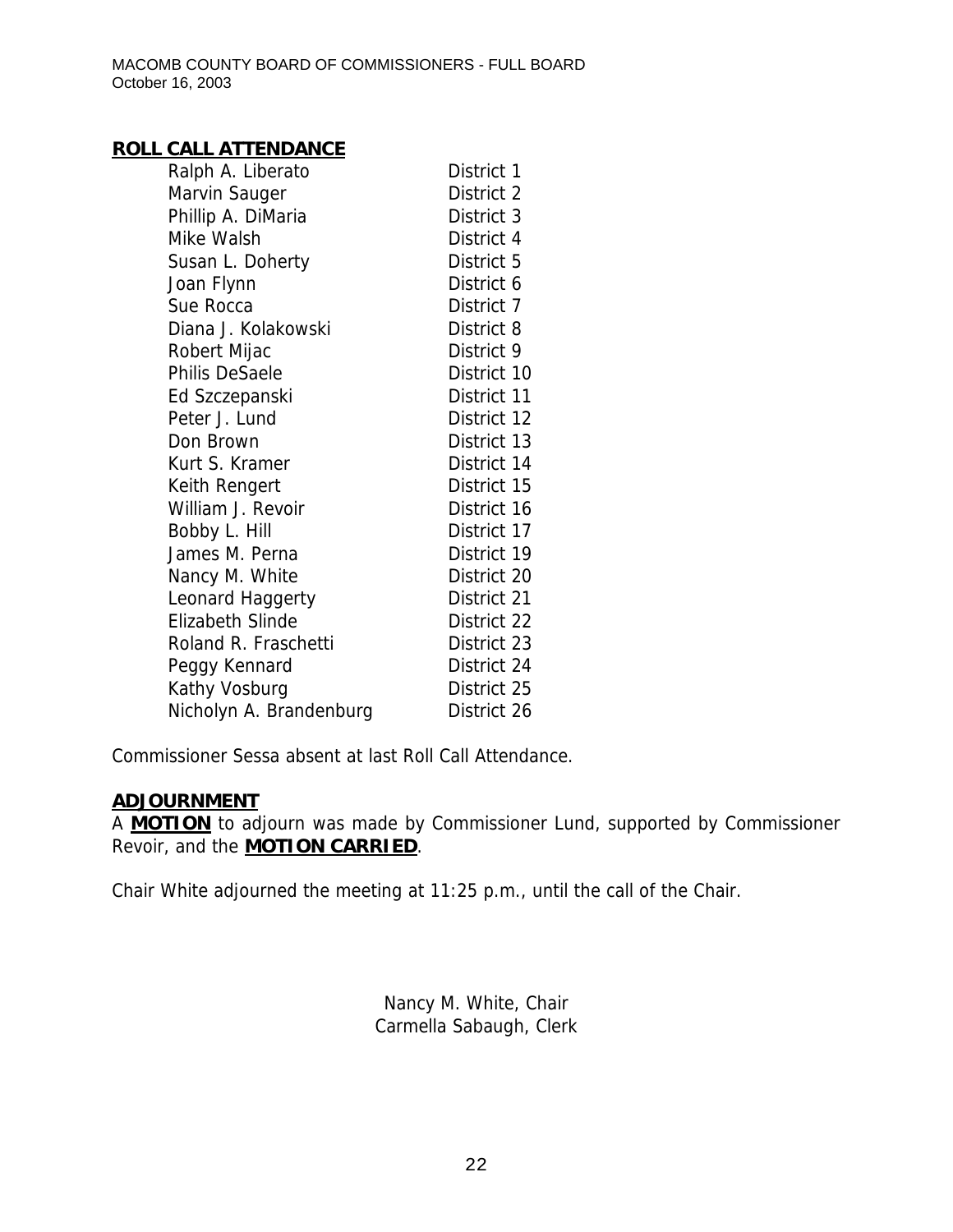## ROLL CALL ATTENDANCE

| | |
|---|---|
| Ralph A. Liberato | District 1 |
| Marvin Sauger | District 2 |
| Phillip A. DiMaria | District 3 |
| Mike Walsh | District 4 |
| Susan L. Doherty | District 5 |
| Joan Flynn | District 6 |
| Sue Rocca | District 7 |
| Diana J. Kolakowski | District 8 |
| Robert Mijac | District 9 |
| Philis DeSaele | District 10 |
| Ed Szczepanski | District 11 |
| Peter J. Lund | District 12 |
| Don Brown | District 13 |
| Kurt S. Kramer | District 14 |
| Keith Rengert | District 15 |
| William J. Revoir | District 16 |
| Bobby L. Hill | District 17 |
| James M. Perna | District 19 |
| Nancy M. White | District 20 |
| Leonard Haggerty | District 21 |
| Elizabeth Slinde | District 22 |
| Roland R. Fraschetti | District 23 |
| Peggy Kennard | District 24 |
| Kathy Vosburg | District 25 |
| Nicholyn A. Brandenburg | District 26 |

Commissioner Sessa absent at last Roll Call Attendance.

## ADJOURNMENT

A **MOTION** to adjourn was made by Commissioner Lund, supported by Commissioner Revoir, and the **MOTION CARRIED**.

Chair White adjourned the meeting at 11:25 p.m., until the call of the Chair.

Nancy M. White, Chair
Carmella Sabaugh, Clerk